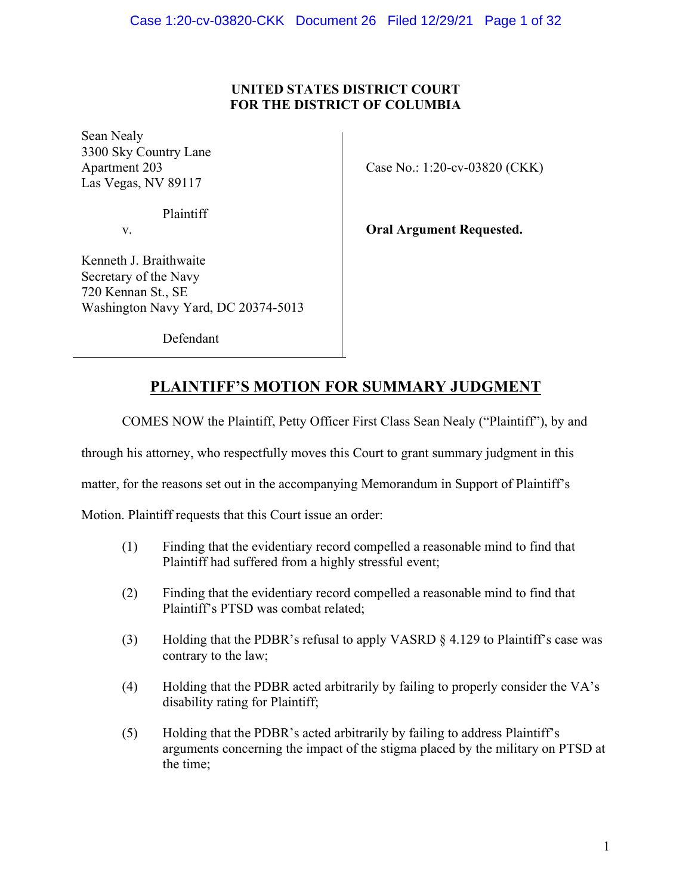**UNITED STATES DISTRICT COURT**
**FOR THE DISTRICT OF COLUMBIA**

Sean Nealy
3300 Sky Country Lane
Apartment 203
Las Vegas, NV 89117

Plaintiff

v.

Kenneth J. Braithwaite
Secretary of the Navy
720 Kennan St., SE
Washington Navy Yard, DC 20374-5013

Defendant

Case No.: 1:20-cv-03820 (CKK)

**Oral Argument Requested.**

# PLAINTIFF'S MOTION FOR SUMMARY JUDGMENT

COMES NOW the Plaintiff, Petty Officer First Class Sean Nealy ("Plaintiff"), by and through his attorney, who respectfully moves this Court to grant summary judgment in this matter, for the reasons set out in the accompanying Memorandum in Support of Plaintiff's Motion. Plaintiff requests that this Court issue an order:

(1) Finding that the evidentiary record compelled a reasonable mind to find that Plaintiff had suffered from a highly stressful event;

(2) Finding that the evidentiary record compelled a reasonable mind to find that Plaintiff's PTSD was combat related;

(3) Holding that the PDBR's refusal to apply VASRD § 4.129 to Plaintiff's case was contrary to the law;

(4) Holding that the PDBR acted arbitrarily by failing to properly consider the VA's disability rating for Plaintiff;

(5) Holding that the PDBR's acted arbitrarily by failing to address Plaintiff's arguments concerning the impact of the stigma placed by the military on PTSD at the time;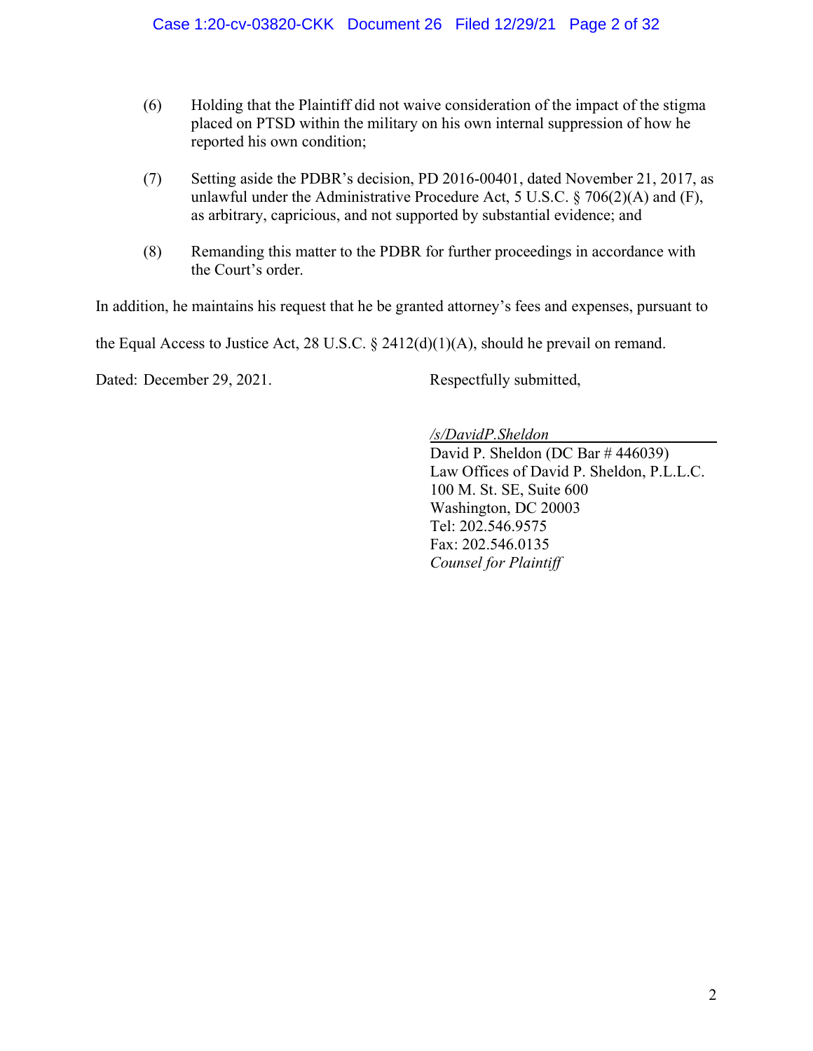(6) Holding that the Plaintiff did not waive consideration of the impact of the stigma placed on PTSD within the military on his own internal suppression of how he reported his own condition;

(7) Setting aside the PDBR's decision, PD 2016-00401, dated November 21, 2017, as unlawful under the Administrative Procedure Act, 5 U.S.C. § 706(2)(A) and (F), as arbitrary, capricious, and not supported by substantial evidence; and

(8) Remanding this matter to the PDBR for further proceedings in accordance with the Court's order.

In addition, he maintains his request that he be granted attorney's fees and expenses, pursuant to the Equal Access to Justice Act, 28 U.S.C. § 2412(d)(1)(A), should he prevail on remand.

Dated: December 29, 2021.

Respectfully submitted,

*/s/DavidP.Sheldon*
David P. Sheldon (DC Bar # 446039)
Law Offices of David P. Sheldon, P.L.L.C.
100 M. St. SE, Suite 600
Washington, DC 20003
Tel: 202.546.9575
Fax: 202.546.0135
*Counsel for Plaintiff*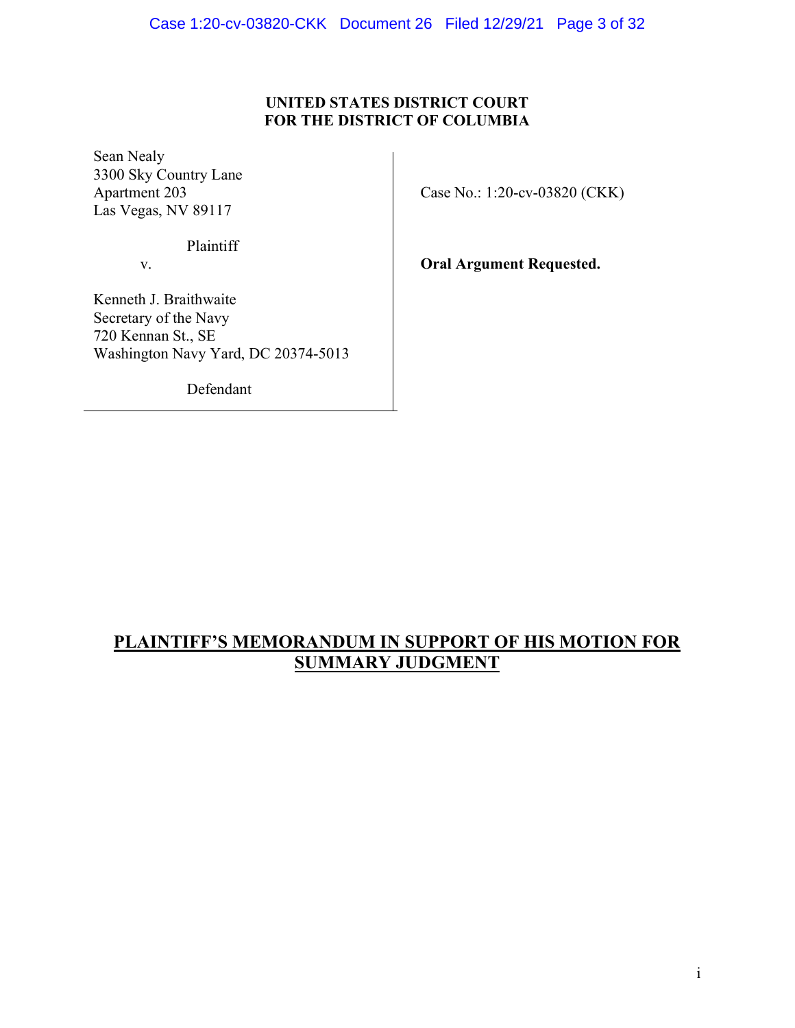**UNITED STATES DISTRICT COURT**
**FOR THE DISTRICT OF COLUMBIA**

| | |
|---|---|
| Sean Nealy<br>3300 Sky Country Lane<br>Apartment 203<br>Las Vegas, NV 89117<br><br>Plaintiff<br><br>v.<br><br>Kenneth J. Braithwaite<br>Secretary of the Navy<br>720 Kennan St., SE<br>Washington Navy Yard, DC 20374-5013<br><br>Defendant | Case No.: 1:20-cv-03820 (CKK)<br><br>**Oral Argument Requested.** |

# PLAINTIFF'S MEMORANDUM IN SUPPORT OF HIS MOTION FOR SUMMARY JUDGMENT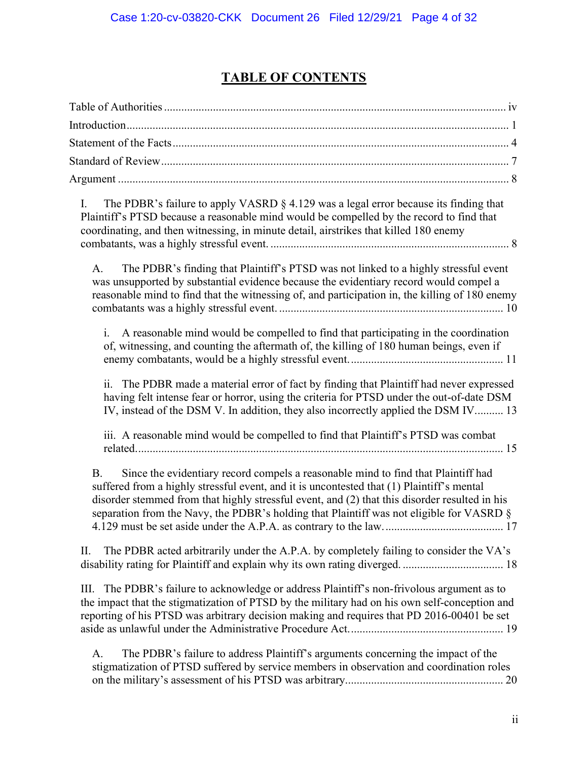# TABLE OF CONTENTS

Table of Authorities ........................................................................................................................ iv

Introduction ........................................................................................................................................ 1

Statement of the Facts ........................................................................................................................ 4

Standard of Review ............................................................................................................................ 7

Argument ............................................................................................................................................ 8

I. The PDBR's failure to apply VASRD § 4.129 was a legal error because its finding that Plaintiff's PTSD because a reasonable mind would be compelled by the record to find that coordinating, and then witnessing, in minute detail, airstrikes that killed 180 enemy combatants, was a highly stressful event. .................................................................................. 8

A. The PDBR's finding that Plaintiff's PTSD was not linked to a highly stressful event was unsupported by substantial evidence because the evidentiary record would compel a reasonable mind to find that the witnessing of, and participation in, the killing of 180 enemy combatants was a highly stressful event. ............................................................................. 10

i. A reasonable mind would be compelled to find that participating in the coordination of, witnessing, and counting the aftermath of, the killing of 180 human beings, even if enemy combatants, would be a highly stressful event. .................................................... 11

ii. The PDBR made a material error of fact by finding that Plaintiff had never expressed having felt intense fear or horror, using the criteria for PTSD under the out-of-date DSM IV, instead of the DSM V. In addition, they also incorrectly applied the DSM IV.......... 13

iii. A reasonable mind would be compelled to find that Plaintiff's PTSD was combat related. ............................................................................................................................ 15

B. Since the evidentiary record compels a reasonable mind to find that Plaintiff had suffered from a highly stressful event, and it is uncontested that (1) Plaintiff's mental disorder stemmed from that highly stressful event, and (2) that this disorder resulted in his separation from the Navy, the PDBR's holding that Plaintiff was not eligible for VASRD § 4.129 must be set aside under the A.P.A. as contrary to the law. ......................................... 17

II. The PDBR acted arbitrarily under the A.P.A. by completely failing to consider the VA's disability rating for Plaintiff and explain why its own rating diverged. .................................. 18

III. The PDBR's failure to acknowledge or address Plaintiff's non-frivolous argument as to the impact that the stigmatization of PTSD by the military had on his own self-conception and reporting of his PTSD was arbitrary decision making and requires that PD 2016-00401 be set aside as unlawful under the Administrative Procedure Act. .................................................... 19

A. The PDBR's failure to address Plaintiff's arguments concerning the impact of the stigmatization of PTSD suffered by service members in observation and coordination roles on the military's assessment of his PTSD was arbitrary...................................................... 20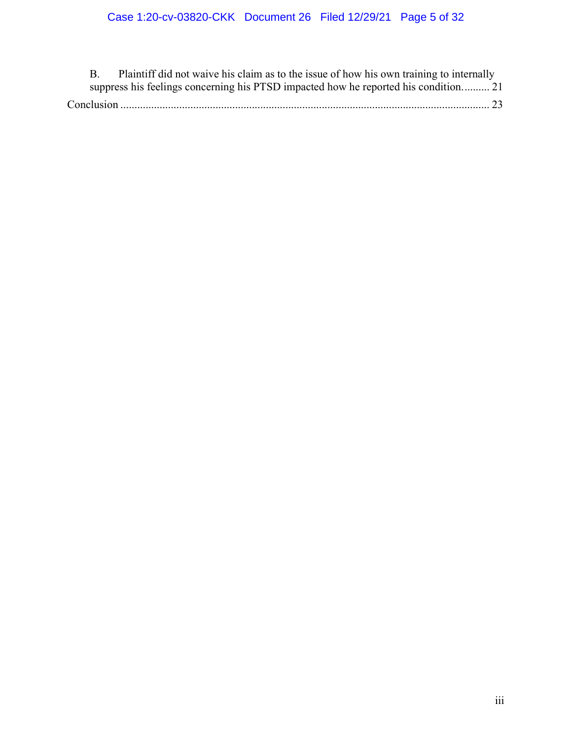B. Plaintiff did not waive his claim as to the issue of how his own training to internally suppress his feelings concerning his PTSD impacted how he reported his condition.......... 21

Conclusion ........................................................................................................................ 23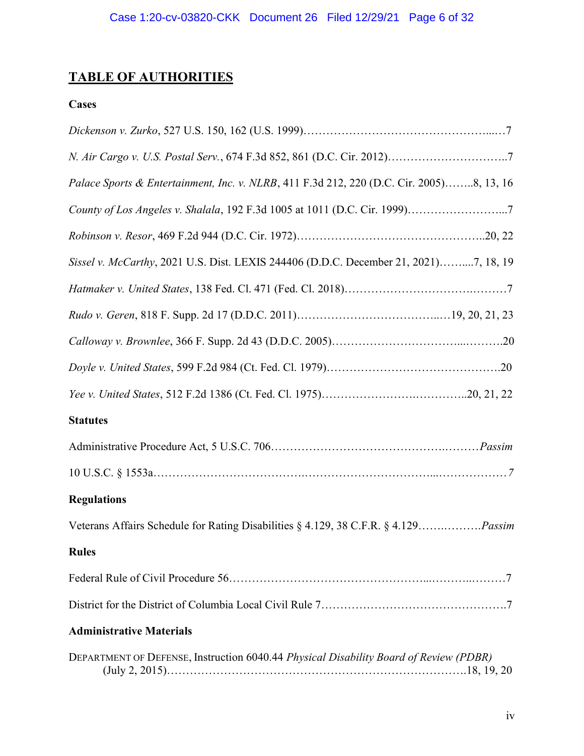# TABLE OF AUTHORITIES

## Cases

*Dickenson v. Zurko*, 527 U.S. 150, 162 (U.S. 1999)…………………………………………...…7

*N. Air Cargo v. U.S. Postal Serv.*, 674 F.3d 852, 861 (D.C. Cir. 2012)…………………………..7

*Palace Sports & Entertainment, Inc. v. NLRB*, 411 F.3d 212, 220 (D.C. Cir. 2005)……..8, 13, 16

*County of Los Angeles v. Shalala*, 192 F.3d 1005 at 1011 (D.C. Cir. 1999)……………………...7

*Robinson v. Resor*, 469 F.2d 944 (D.C. Cir. 1972)………………………………………..20, 22

*Sissel v. McCarthy*, 2021 U.S. Dist. LEXIS 244406 (D.D.C. December 21, 2021)……....7, 18, 19

*Hatmaker v. United States*, 138 Fed. Cl. 471 (Fed. Cl. 2018)…………………………..………7

*Rudo v. Geren*, 818 F. Supp. 2d 17 (D.D.C. 2011)……………………………..…19, 20, 21, 23

*Calloway v. Brownlee*, 366 F. Supp. 2d 43 (D.D.C. 2005)…………………………...……….20

*Doyle v. United States*, 599 F.2d 984 (Ct. Fed. Cl. 1979)…………………………………….20

*Yee v. United States*, 512 F.2d 1386 (Ct. Fed. Cl. 1975)…………………….…………..20, 21, 22

## Statutes

Administrative Procedure Act, 5 U.S.C. 706……………………………………..………*Passim*

10 U.S.C. § 1553a……………………………….…………………………...………………*7*

## Regulations

Veterans Affairs Schedule for Rating Disabilities § 4.129, 38 C.F.R. § 4.129…….……….*Passim*

## Rules

Federal Rule of Civil Procedure 56………………………………………...………..………7

District for the District of Columbia Local Civil Rule 7………………………………………….7

## Administrative Materials

DEPARTMENT OF DEFENSE, Instruction 6040.44 *Physical Disability Board of Review (PDBR)* (July 2, 2015)………………………………………………………………….18, 19, 20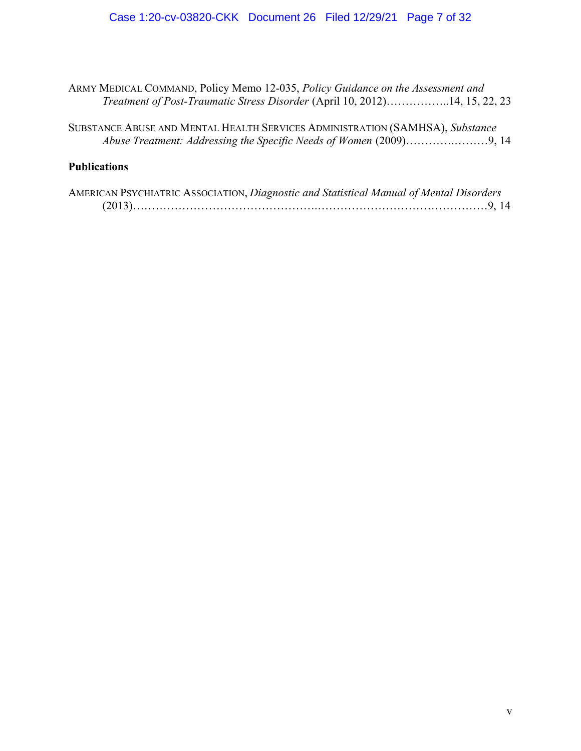ARMY MEDICAL COMMAND, Policy Memo 12-035, *Policy Guidance on the Assessment and Treatment of Post-Traumatic Stress Disorder* (April 10, 2012)……………..14, 15, 22, 23

SUBSTANCE ABUSE AND MENTAL HEALTH SERVICES ADMINISTRATION (SAMHSA), *Substance Abuse Treatment: Addressing the Specific Needs of Women* (2009)………….………9, 14

**Publications**

AMERICAN PSYCHIATRIC ASSOCIATION, *Diagnostic and Statistical Manual of Mental Disorders* (2013)………………………………………..………………………………………9, 14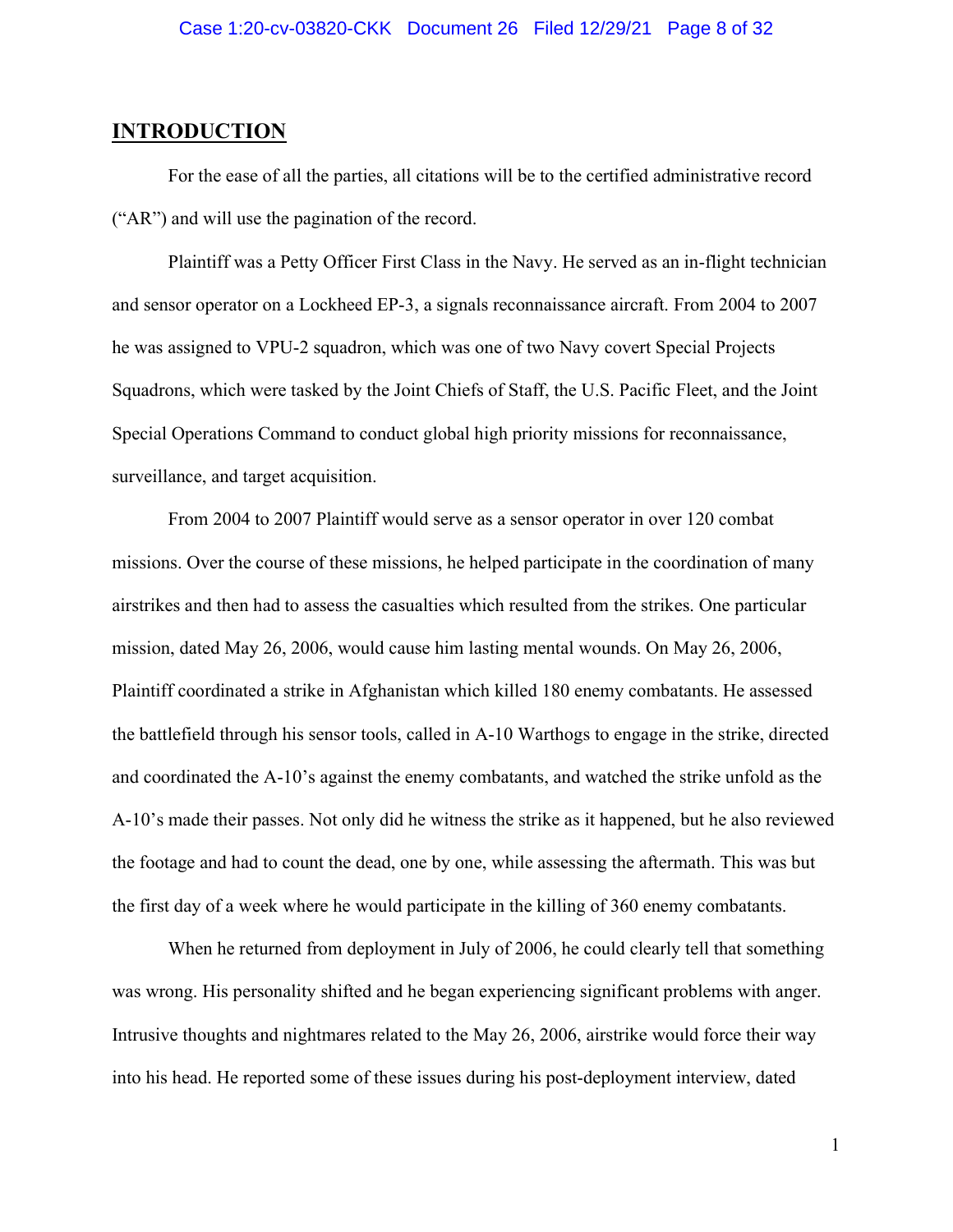## INTRODUCTION

For the ease of all the parties, all citations will be to the certified administrative record ("AR") and will use the pagination of the record.

Plaintiff was a Petty Officer First Class in the Navy. He served as an in-flight technician and sensor operator on a Lockheed EP-3, a signals reconnaissance aircraft. From 2004 to 2007 he was assigned to VPU-2 squadron, which was one of two Navy covert Special Projects Squadrons, which were tasked by the Joint Chiefs of Staff, the U.S. Pacific Fleet, and the Joint Special Operations Command to conduct global high priority missions for reconnaissance, surveillance, and target acquisition.

From 2004 to 2007 Plaintiff would serve as a sensor operator in over 120 combat missions. Over the course of these missions, he helped participate in the coordination of many airstrikes and then had to assess the casualties which resulted from the strikes. One particular mission, dated May 26, 2006, would cause him lasting mental wounds. On May 26, 2006, Plaintiff coordinated a strike in Afghanistan which killed 180 enemy combatants. He assessed the battlefield through his sensor tools, called in A-10 Warthogs to engage in the strike, directed and coordinated the A-10's against the enemy combatants, and watched the strike unfold as the A-10's made their passes. Not only did he witness the strike as it happened, but he also reviewed the footage and had to count the dead, one by one, while assessing the aftermath. This was but the first day of a week where he would participate in the killing of 360 enemy combatants.

When he returned from deployment in July of 2006, he could clearly tell that something was wrong. His personality shifted and he began experiencing significant problems with anger. Intrusive thoughts and nightmares related to the May 26, 2006, airstrike would force their way into his head. He reported some of these issues during his post-deployment interview, dated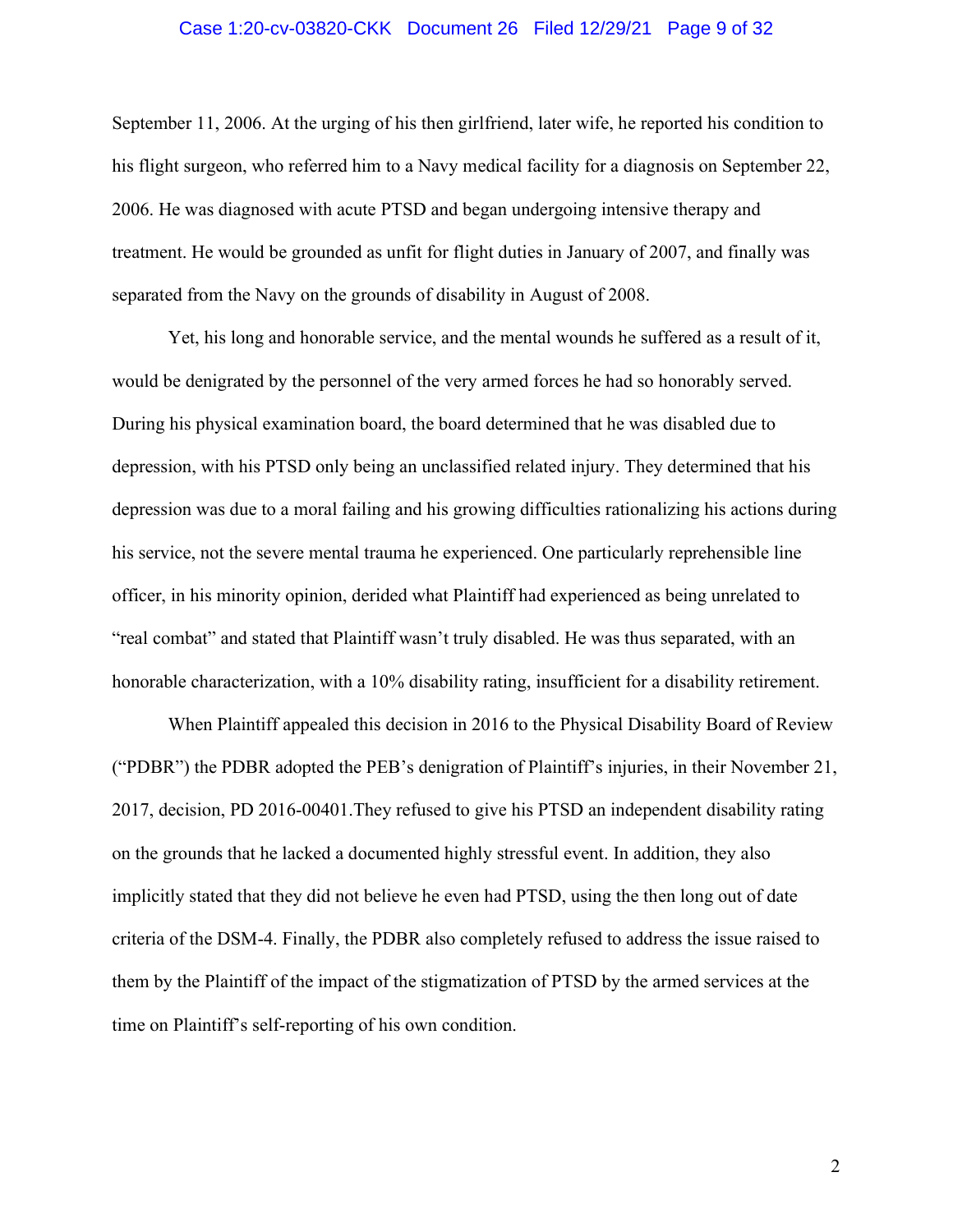September 11, 2006. At the urging of his then girlfriend, later wife, he reported his condition to his flight surgeon, who referred him to a Navy medical facility for a diagnosis on September 22, 2006. He was diagnosed with acute PTSD and began undergoing intensive therapy and treatment. He would be grounded as unfit for flight duties in January of 2007, and finally was separated from the Navy on the grounds of disability in August of 2008.

Yet, his long and honorable service, and the mental wounds he suffered as a result of it, would be denigrated by the personnel of the very armed forces he had so honorably served. During his physical examination board, the board determined that he was disabled due to depression, with his PTSD only being an unclassified related injury. They determined that his depression was due to a moral failing and his growing difficulties rationalizing his actions during his service, not the severe mental trauma he experienced. One particularly reprehensible line officer, in his minority opinion, derided what Plaintiff had experienced as being unrelated to "real combat" and stated that Plaintiff wasn't truly disabled. He was thus separated, with an honorable characterization, with a 10% disability rating, insufficient for a disability retirement.

When Plaintiff appealed this decision in 2016 to the Physical Disability Board of Review ("PDBR") the PDBR adopted the PEB's denigration of Plaintiff's injuries, in their November 21, 2017, decision, PD 2016-00401.They refused to give his PTSD an independent disability rating on the grounds that he lacked a documented highly stressful event. In addition, they also implicitly stated that they did not believe he even had PTSD, using the then long out of date criteria of the DSM-4. Finally, the PDBR also completely refused to address the issue raised to them by the Plaintiff of the impact of the stigmatization of PTSD by the armed services at the time on Plaintiff's self-reporting of his own condition.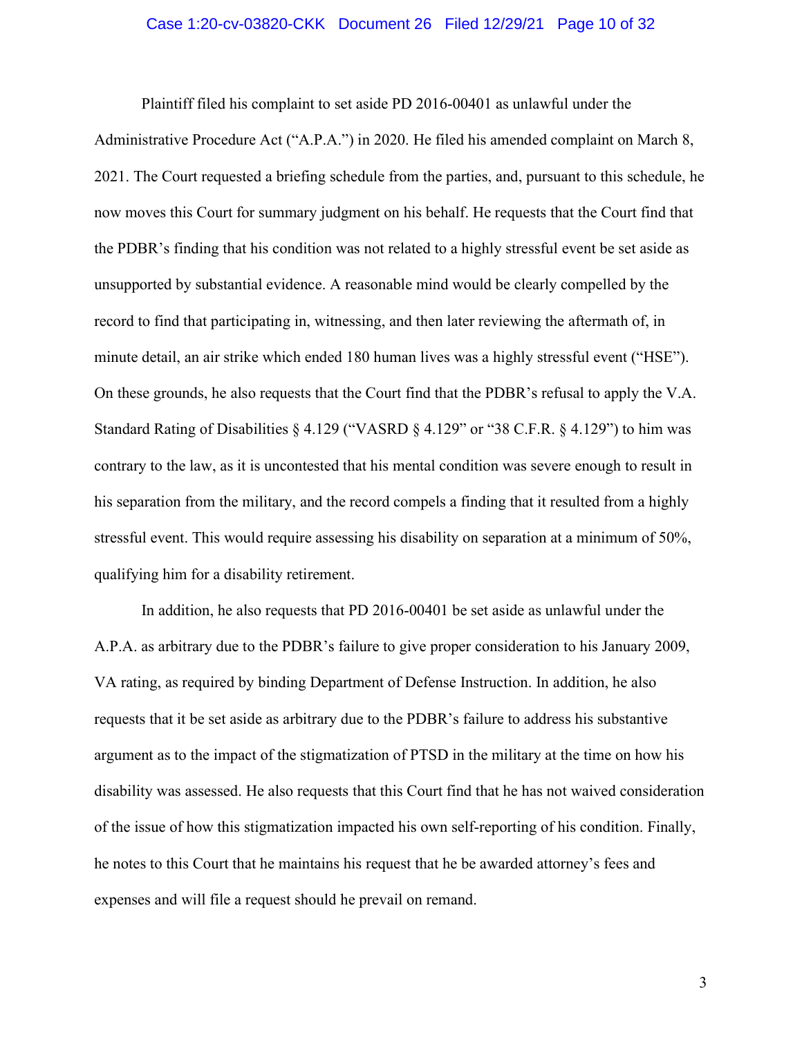Plaintiff filed his complaint to set aside PD 2016-00401 as unlawful under the Administrative Procedure Act ("A.P.A.") in 2020. He filed his amended complaint on March 8, 2021. The Court requested a briefing schedule from the parties, and, pursuant to this schedule, he now moves this Court for summary judgment on his behalf. He requests that the Court find that the PDBR's finding that his condition was not related to a highly stressful event be set aside as unsupported by substantial evidence. A reasonable mind would be clearly compelled by the record to find that participating in, witnessing, and then later reviewing the aftermath of, in minute detail, an air strike which ended 180 human lives was a highly stressful event ("HSE"). On these grounds, he also requests that the Court find that the PDBR's refusal to apply the V.A. Standard Rating of Disabilities § 4.129 ("VASRD § 4.129" or "38 C.F.R. § 4.129") to him was contrary to the law, as it is uncontested that his mental condition was severe enough to result in his separation from the military, and the record compels a finding that it resulted from a highly stressful event. This would require assessing his disability on separation at a minimum of 50%, qualifying him for a disability retirement.

In addition, he also requests that PD 2016-00401 be set aside as unlawful under the A.P.A. as arbitrary due to the PDBR's failure to give proper consideration to his January 2009, VA rating, as required by binding Department of Defense Instruction. In addition, he also requests that it be set aside as arbitrary due to the PDBR's failure to address his substantive argument as to the impact of the stigmatization of PTSD in the military at the time on how his disability was assessed. He also requests that this Court find that he has not waived consideration of the issue of how this stigmatization impacted his own self-reporting of his condition. Finally, he notes to this Court that he maintains his request that he be awarded attorney's fees and expenses and will file a request should he prevail on remand.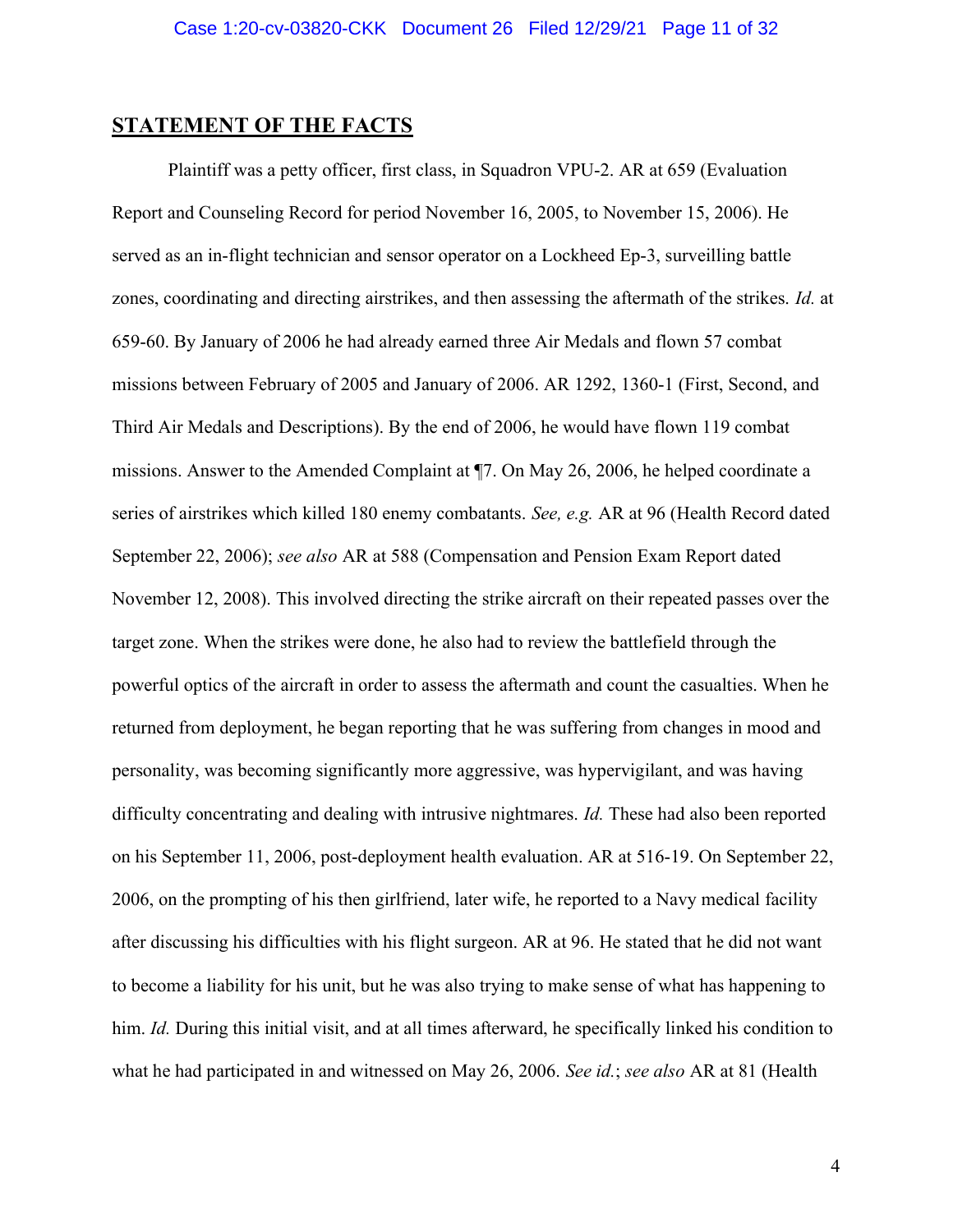## **STATEMENT OF THE FACTS**

Plaintiff was a petty officer, first class, in Squadron VPU-2. AR at 659 (Evaluation Report and Counseling Record for period November 16, 2005, to November 15, 2006). He served as an in-flight technician and sensor operator on a Lockheed Ep-3, surveilling battle zones, coordinating and directing airstrikes, and then assessing the aftermath of the strikes. *Id.* at 659-60. By January of 2006 he had already earned three Air Medals and flown 57 combat missions between February of 2005 and January of 2006. AR 1292, 1360-1 (First, Second, and Third Air Medals and Descriptions). By the end of 2006, he would have flown 119 combat missions. Answer to the Amended Complaint at ¶7. On May 26, 2006, he helped coordinate a series of airstrikes which killed 180 enemy combatants. *See, e.g.* AR at 96 (Health Record dated September 22, 2006); *see also* AR at 588 (Compensation and Pension Exam Report dated November 12, 2008). This involved directing the strike aircraft on their repeated passes over the target zone. When the strikes were done, he also had to review the battlefield through the powerful optics of the aircraft in order to assess the aftermath and count the casualties. When he returned from deployment, he began reporting that he was suffering from changes in mood and personality, was becoming significantly more aggressive, was hypervigilant, and was having difficulty concentrating and dealing with intrusive nightmares. *Id.* These had also been reported on his September 11, 2006, post-deployment health evaluation. AR at 516-19. On September 22, 2006, on the prompting of his then girlfriend, later wife, he reported to a Navy medical facility after discussing his difficulties with his flight surgeon. AR at 96. He stated that he did not want to become a liability for his unit, but he was also trying to make sense of what has happening to him. *Id.* During this initial visit, and at all times afterward, he specifically linked his condition to what he had participated in and witnessed on May 26, 2006. *See id.*; *see also* AR at 81 (Health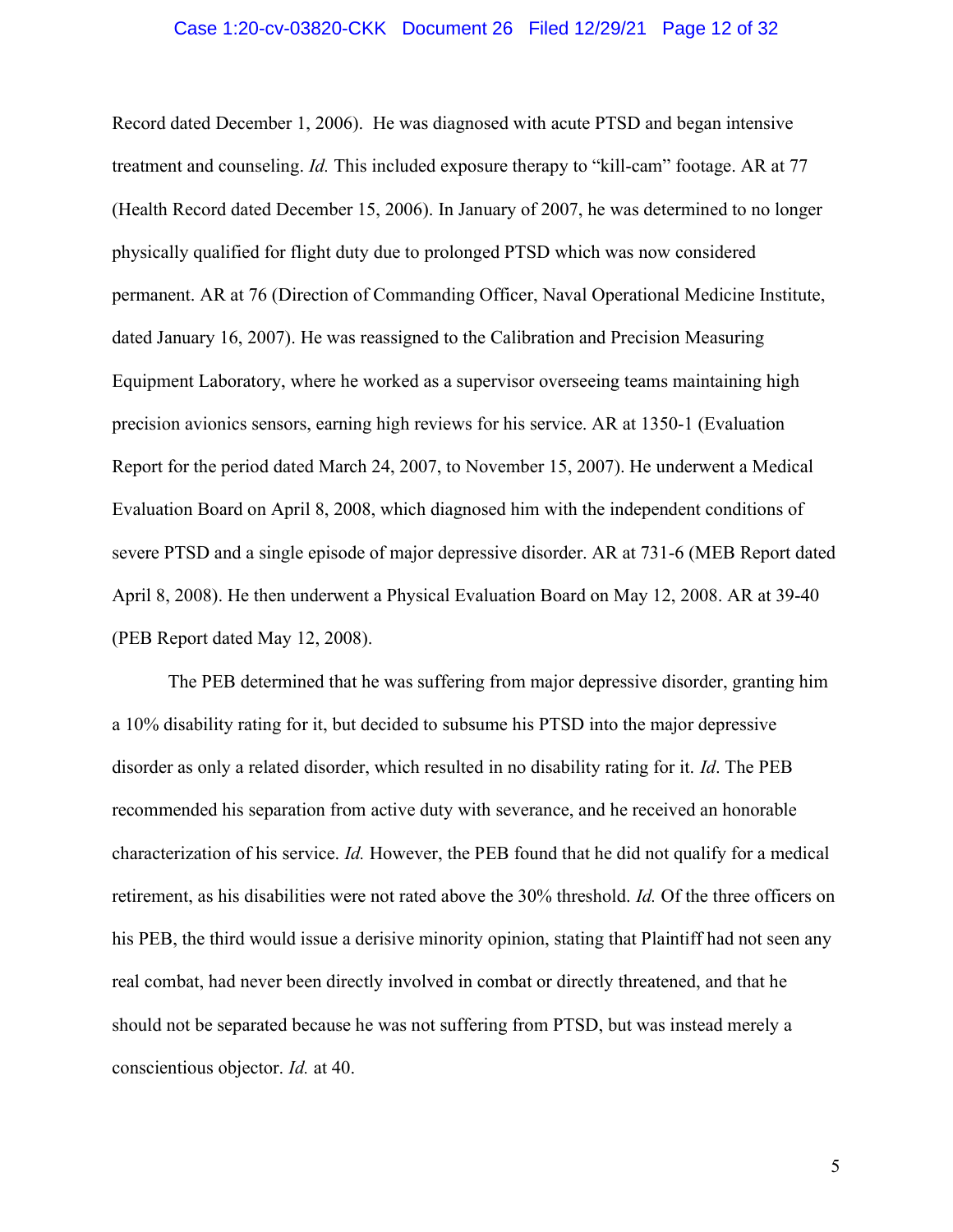Record dated December 1, 2006). He was diagnosed with acute PTSD and began intensive treatment and counseling. *Id.* This included exposure therapy to "kill-cam" footage. AR at 77 (Health Record dated December 15, 2006). In January of 2007, he was determined to no longer physically qualified for flight duty due to prolonged PTSD which was now considered permanent. AR at 76 (Direction of Commanding Officer, Naval Operational Medicine Institute, dated January 16, 2007). He was reassigned to the Calibration and Precision Measuring Equipment Laboratory, where he worked as a supervisor overseeing teams maintaining high precision avionics sensors, earning high reviews for his service. AR at 1350-1 (Evaluation Report for the period dated March 24, 2007, to November 15, 2007). He underwent a Medical Evaluation Board on April 8, 2008, which diagnosed him with the independent conditions of severe PTSD and a single episode of major depressive disorder. AR at 731-6 (MEB Report dated April 8, 2008). He then underwent a Physical Evaluation Board on May 12, 2008. AR at 39-40 (PEB Report dated May 12, 2008).

The PEB determined that he was suffering from major depressive disorder, granting him a 10% disability rating for it, but decided to subsume his PTSD into the major depressive disorder as only a related disorder, which resulted in no disability rating for it. *Id*. The PEB recommended his separation from active duty with severance, and he received an honorable characterization of his service. *Id.* However, the PEB found that he did not qualify for a medical retirement, as his disabilities were not rated above the 30% threshold. *Id.* Of the three officers on his PEB, the third would issue a derisive minority opinion, stating that Plaintiff had not seen any real combat, had never been directly involved in combat or directly threatened, and that he should not be separated because he was not suffering from PTSD, but was instead merely a conscientious objector. *Id.* at 40.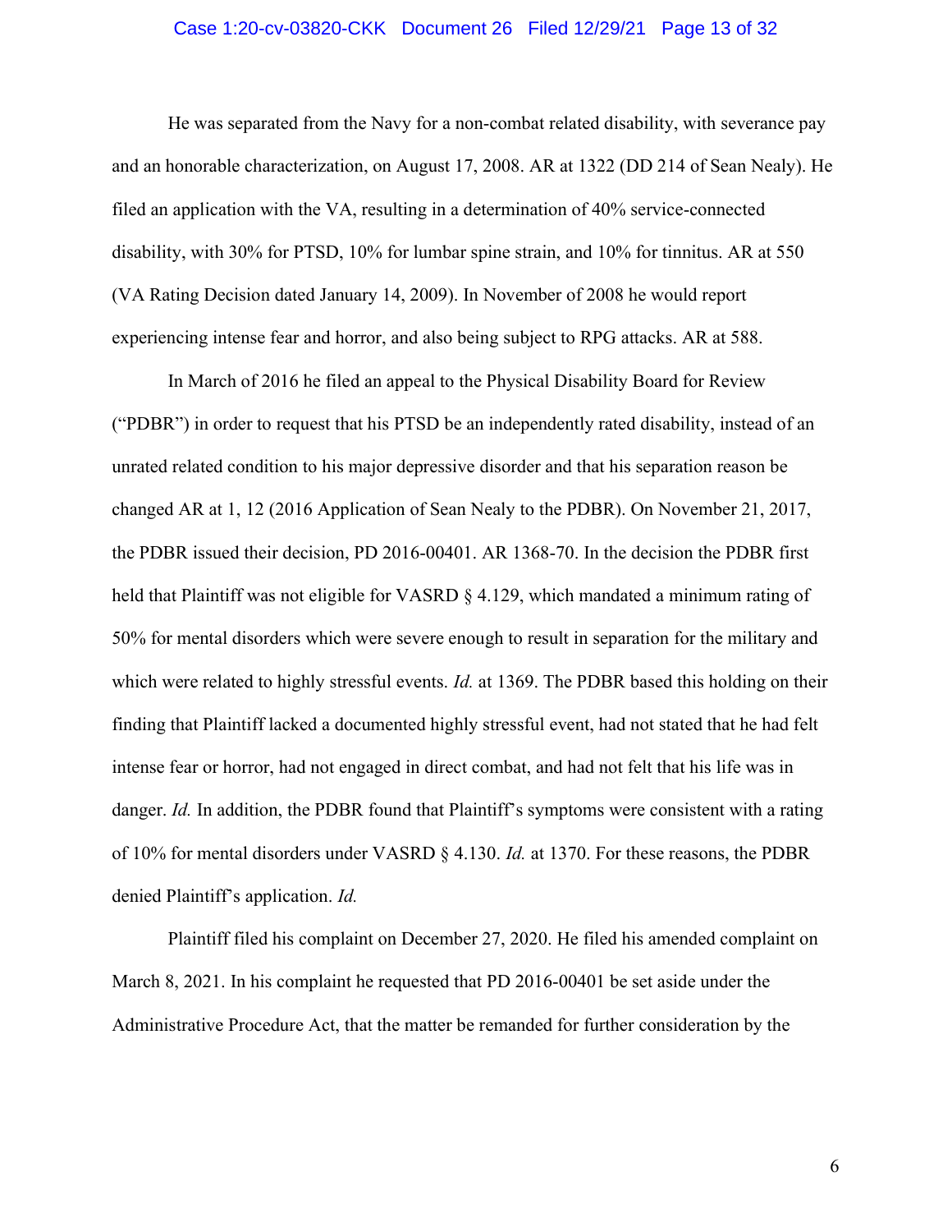He was separated from the Navy for a non-combat related disability, with severance pay and an honorable characterization, on August 17, 2008. AR at 1322 (DD 214 of Sean Nealy). He filed an application with the VA, resulting in a determination of 40% service-connected disability, with 30% for PTSD, 10% for lumbar spine strain, and 10% for tinnitus. AR at 550 (VA Rating Decision dated January 14, 2009). In November of 2008 he would report experiencing intense fear and horror, and also being subject to RPG attacks. AR at 588.

In March of 2016 he filed an appeal to the Physical Disability Board for Review ("PDBR") in order to request that his PTSD be an independently rated disability, instead of an unrated related condition to his major depressive disorder and that his separation reason be changed AR at 1, 12 (2016 Application of Sean Nealy to the PDBR). On November 21, 2017, the PDBR issued their decision, PD 2016-00401. AR 1368-70. In the decision the PDBR first held that Plaintiff was not eligible for VASRD § 4.129, which mandated a minimum rating of 50% for mental disorders which were severe enough to result in separation for the military and which were related to highly stressful events. *Id.* at 1369. The PDBR based this holding on their finding that Plaintiff lacked a documented highly stressful event, had not stated that he had felt intense fear or horror, had not engaged in direct combat, and had not felt that his life was in danger. *Id.* In addition, the PDBR found that Plaintiff's symptoms were consistent with a rating of 10% for mental disorders under VASRD § 4.130. *Id.* at 1370. For these reasons, the PDBR denied Plaintiff's application. *Id.*

Plaintiff filed his complaint on December 27, 2020. He filed his amended complaint on March 8, 2021. In his complaint he requested that PD 2016-00401 be set aside under the Administrative Procedure Act, that the matter be remanded for further consideration by the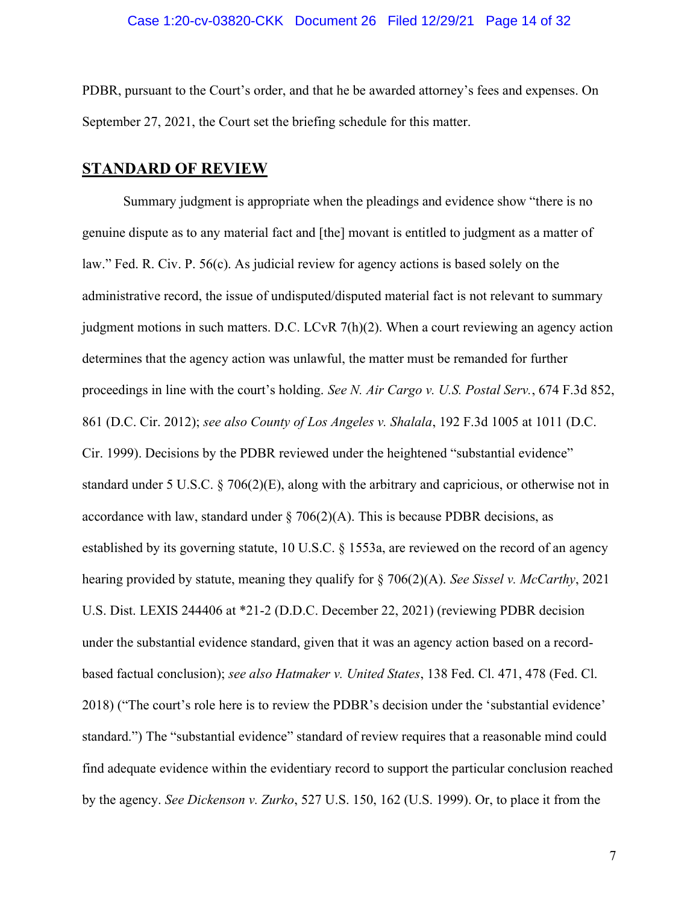PDBR, pursuant to the Court's order, and that he be awarded attorney's fees and expenses. On September 27, 2021, the Court set the briefing schedule for this matter.

## STANDARD OF REVIEW

Summary judgment is appropriate when the pleadings and evidence show "there is no genuine dispute as to any material fact and [the] movant is entitled to judgment as a matter of law." Fed. R. Civ. P. 56(c). As judicial review for agency actions is based solely on the administrative record, the issue of undisputed/disputed material fact is not relevant to summary judgment motions in such matters. D.C. LCvR 7(h)(2). When a court reviewing an agency action determines that the agency action was unlawful, the matter must be remanded for further proceedings in line with the court's holding. *See N. Air Cargo v. U.S. Postal Serv.*, 674 F.3d 852, 861 (D.C. Cir. 2012); *see also County of Los Angeles v. Shalala*, 192 F.3d 1005 at 1011 (D.C. Cir. 1999). Decisions by the PDBR reviewed under the heightened "substantial evidence" standard under 5 U.S.C. § 706(2)(E), along with the arbitrary and capricious, or otherwise not in accordance with law, standard under § 706(2)(A). This is because PDBR decisions, as established by its governing statute, 10 U.S.C. § 1553a, are reviewed on the record of an agency hearing provided by statute, meaning they qualify for § 706(2)(A). *See Sissel v. McCarthy*, 2021 U.S. Dist. LEXIS 244406 at *21-2 (D.D.C. December 22, 2021) (reviewing PDBR decision under the substantial evidence standard, given that it was an agency action based on a record-based factual conclusion); *see also Hatmaker v. United States*, 138 Fed. Cl. 471, 478 (Fed. Cl. 2018) ("The court's role here is to review the PDBR's decision under the 'substantial evidence' standard.") The "substantial evidence" standard of review requires that a reasonable mind could find adequate evidence within the evidentiary record to support the particular conclusion reached by the agency. *See Dickenson v. Zurko*, 527 U.S. 150, 162 (U.S. 1999). Or, to place it from the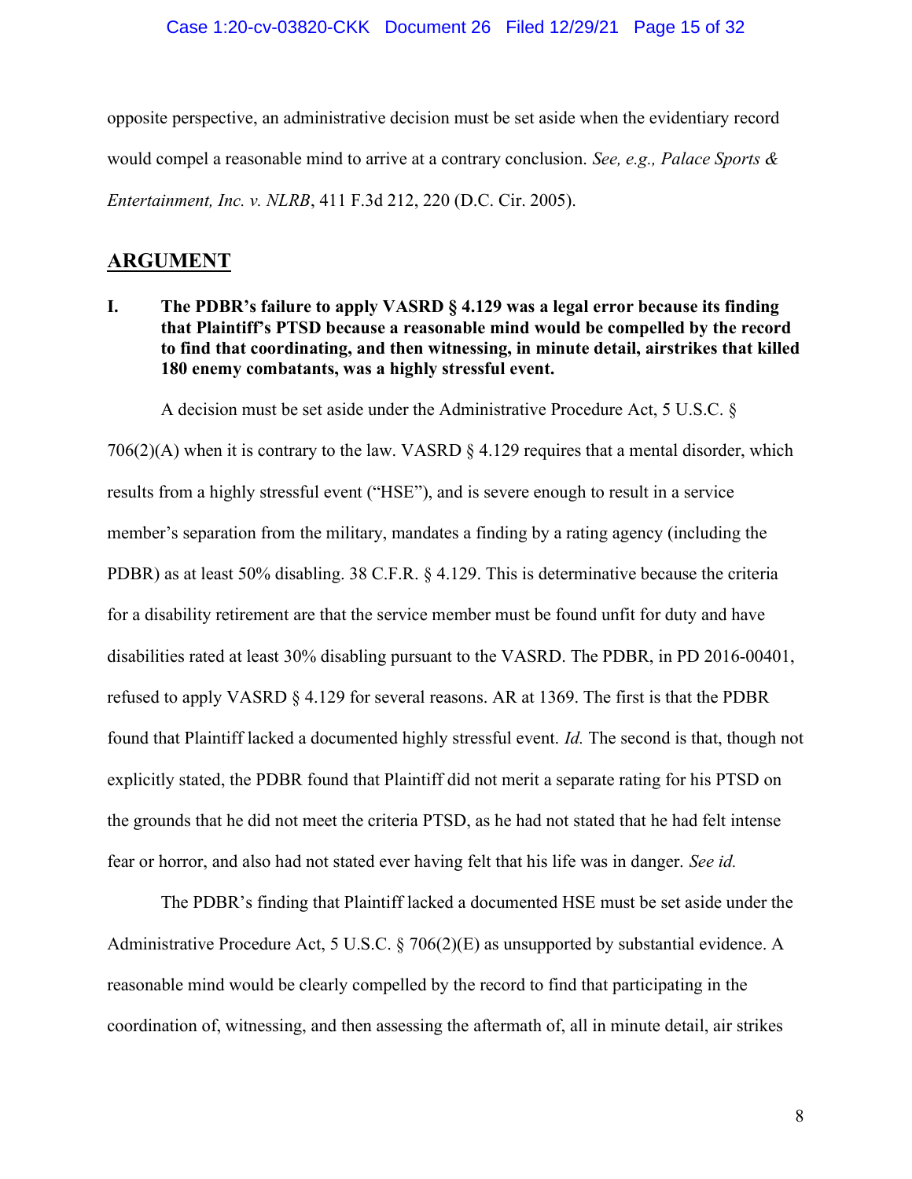opposite perspective, an administrative decision must be set aside when the evidentiary record would compel a reasonable mind to arrive at a contrary conclusion. *See, e.g., Palace Sports & Entertainment, Inc. v. NLRB*, 411 F.3d 212, 220 (D.C. Cir. 2005).

## ARGUMENT

### I. The PDBR's failure to apply VASRD § 4.129 was a legal error because its finding that Plaintiff's PTSD because a reasonable mind would be compelled by the record to find that coordinating, and then witnessing, in minute detail, airstrikes that killed 180 enemy combatants, was a highly stressful event.

A decision must be set aside under the Administrative Procedure Act, 5 U.S.C. § 706(2)(A) when it is contrary to the law. VASRD § 4.129 requires that a mental disorder, which results from a highly stressful event ("HSE"), and is severe enough to result in a service member's separation from the military, mandates a finding by a rating agency (including the PDBR) as at least 50% disabling. 38 C.F.R. § 4.129. This is determinative because the criteria for a disability retirement are that the service member must be found unfit for duty and have disabilities rated at least 30% disabling pursuant to the VASRD. The PDBR, in PD 2016-00401, refused to apply VASRD § 4.129 for several reasons. AR at 1369. The first is that the PDBR found that Plaintiff lacked a documented highly stressful event. *Id.* The second is that, though not explicitly stated, the PDBR found that Plaintiff did not merit a separate rating for his PTSD on the grounds that he did not meet the criteria PTSD, as he had not stated that he had felt intense fear or horror, and also had not stated ever having felt that his life was in danger. *See id.*

The PDBR's finding that Plaintiff lacked a documented HSE must be set aside under the Administrative Procedure Act, 5 U.S.C. § 706(2)(E) as unsupported by substantial evidence. A reasonable mind would be clearly compelled by the record to find that participating in the coordination of, witnessing, and then assessing the aftermath of, all in minute detail, air strikes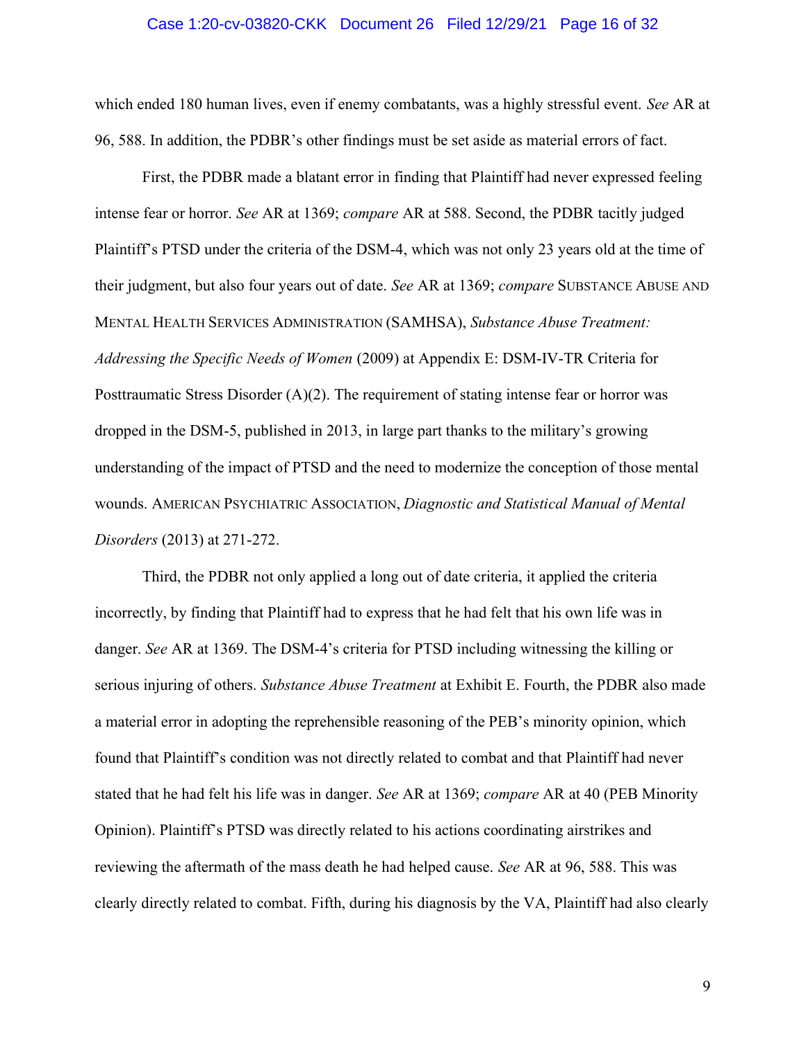which ended 180 human lives, even if enemy combatants, was a highly stressful event. *See* AR at 96, 588. In addition, the PDBR's other findings must be set aside as material errors of fact.

First, the PDBR made a blatant error in finding that Plaintiff had never expressed feeling intense fear or horror. *See* AR at 1369; *compare* AR at 588. Second, the PDBR tacitly judged Plaintiff's PTSD under the criteria of the DSM-4, which was not only 23 years old at the time of their judgment, but also four years out of date. *See* AR at 1369; *compare* SUBSTANCE ABUSE AND MENTAL HEALTH SERVICES ADMINISTRATION (SAMHSA), *Substance Abuse Treatment: Addressing the Specific Needs of Women* (2009) at Appendix E: DSM-IV-TR Criteria for Posttraumatic Stress Disorder (A)(2). The requirement of stating intense fear or horror was dropped in the DSM-5, published in 2013, in large part thanks to the military's growing understanding of the impact of PTSD and the need to modernize the conception of those mental wounds. AMERICAN PSYCHIATRIC ASSOCIATION, *Diagnostic and Statistical Manual of Mental Disorders* (2013) at 271-272.

Third, the PDBR not only applied a long out of date criteria, it applied the criteria incorrectly, by finding that Plaintiff had to express that he had felt that his own life was in danger. *See* AR at 1369. The DSM-4's criteria for PTSD including witnessing the killing or serious injuring of others. *Substance Abuse Treatment* at Exhibit E. Fourth, the PDBR also made a material error in adopting the reprehensible reasoning of the PEB's minority opinion, which found that Plaintiff's condition was not directly related to combat and that Plaintiff had never stated that he had felt his life was in danger. *See* AR at 1369; *compare* AR at 40 (PEB Minority Opinion). Plaintiff's PTSD was directly related to his actions coordinating airstrikes and reviewing the aftermath of the mass death he had helped cause. *See* AR at 96, 588. This was clearly directly related to combat. Fifth, during his diagnosis by the VA, Plaintiff had also clearly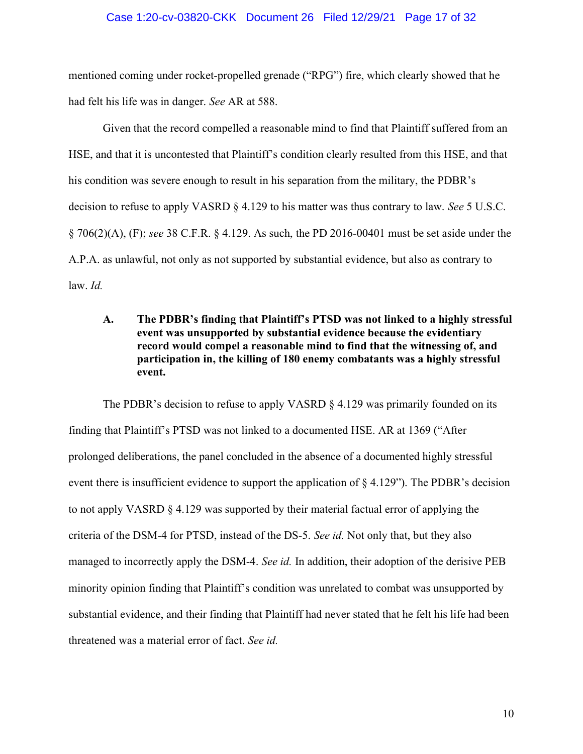mentioned coming under rocket-propelled grenade ("RPG") fire, which clearly showed that he had felt his life was in danger. *See* AR at 588.

Given that the record compelled a reasonable mind to find that Plaintiff suffered from an HSE, and that it is uncontested that Plaintiff's condition clearly resulted from this HSE, and that his condition was severe enough to result in his separation from the military, the PDBR's decision to refuse to apply VASRD § 4.129 to his matter was thus contrary to law. *See* 5 U.S.C. § 706(2)(A), (F); *see* 38 C.F.R. § 4.129. As such, the PD 2016-00401 must be set aside under the A.P.A. as unlawful, not only as not supported by substantial evidence, but also as contrary to law. *Id.*

### A. The PDBR's finding that Plaintiff's PTSD was not linked to a highly stressful event was unsupported by substantial evidence because the evidentiary record would compel a reasonable mind to find that the witnessing of, and participation in, the killing of 180 enemy combatants was a highly stressful event.

The PDBR's decision to refuse to apply VASRD § 4.129 was primarily founded on its finding that Plaintiff's PTSD was not linked to a documented HSE. AR at 1369 ("After prolonged deliberations, the panel concluded in the absence of a documented highly stressful event there is insufficient evidence to support the application of § 4.129"). The PDBR's decision to not apply VASRD § 4.129 was supported by their material factual error of applying the criteria of the DSM-4 for PTSD, instead of the DS-5. *See id.* Not only that, but they also managed to incorrectly apply the DSM-4. *See id.* In addition, their adoption of the derisive PEB minority opinion finding that Plaintiff's condition was unrelated to combat was unsupported by substantial evidence, and their finding that Plaintiff had never stated that he felt his life had been threatened was a material error of fact. *See id.*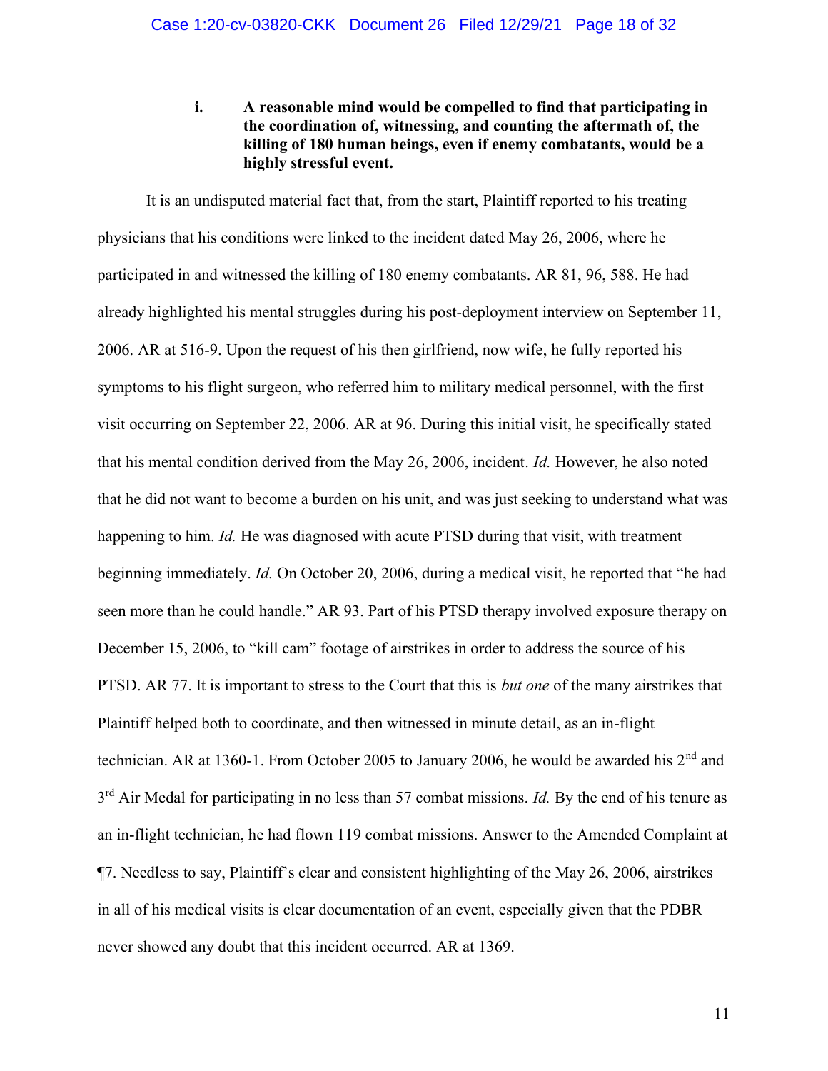**i. A reasonable mind would be compelled to find that participating in the coordination of, witnessing, and counting the aftermath of, the killing of 180 human beings, even if enemy combatants, would be a highly stressful event.**

It is an undisputed material fact that, from the start, Plaintiff reported to his treating physicians that his conditions were linked to the incident dated May 26, 2006, where he participated in and witnessed the killing of 180 enemy combatants. AR 81, 96, 588. He had already highlighted his mental struggles during his post-deployment interview on September 11, 2006. AR at 516-9. Upon the request of his then girlfriend, now wife, he fully reported his symptoms to his flight surgeon, who referred him to military medical personnel, with the first visit occurring on September 22, 2006. AR at 96. During this initial visit, he specifically stated that his mental condition derived from the May 26, 2006, incident. *Id.* However, he also noted that he did not want to become a burden on his unit, and was just seeking to understand what was happening to him. *Id.* He was diagnosed with acute PTSD during that visit, with treatment beginning immediately. *Id.* On October 20, 2006, during a medical visit, he reported that "he had seen more than he could handle." AR 93. Part of his PTSD therapy involved exposure therapy on December 15, 2006, to "kill cam" footage of airstrikes in order to address the source of his PTSD. AR 77. It is important to stress to the Court that this is *but one* of the many airstrikes that Plaintiff helped both to coordinate, and then witnessed in minute detail, as an in-flight technician. AR at 1360-1. From October 2005 to January 2006, he would be awarded his 2nd and 3rd Air Medal for participating in no less than 57 combat missions. *Id.* By the end of his tenure as an in-flight technician, he had flown 119 combat missions. Answer to the Amended Complaint at ¶7. Needless to say, Plaintiff's clear and consistent highlighting of the May 26, 2006, airstrikes in all of his medical visits is clear documentation of an event, especially given that the PDBR never showed any doubt that this incident occurred. AR at 1369.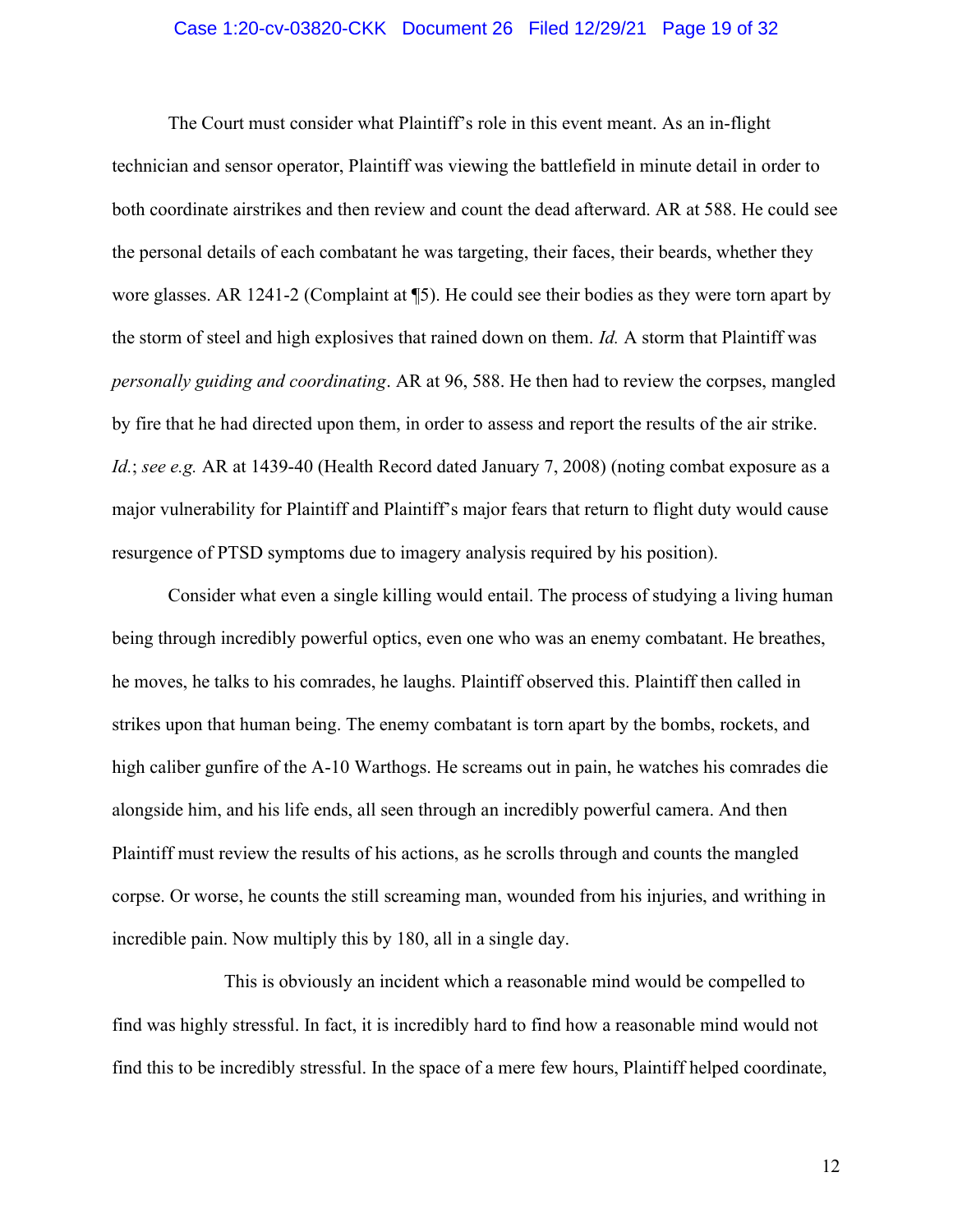The Court must consider what Plaintiff's role in this event meant. As an in-flight technician and sensor operator, Plaintiff was viewing the battlefield in minute detail in order to both coordinate airstrikes and then review and count the dead afterward. AR at 588. He could see the personal details of each combatant he was targeting, their faces, their beards, whether they wore glasses. AR 1241-2 (Complaint at ¶5). He could see their bodies as they were torn apart by the storm of steel and high explosives that rained down on them. *Id.* A storm that Plaintiff was *personally guiding and coordinating*. AR at 96, 588. He then had to review the corpses, mangled by fire that he had directed upon them, in order to assess and report the results of the air strike. *Id.*; *see e.g.* AR at 1439-40 (Health Record dated January 7, 2008) (noting combat exposure as a major vulnerability for Plaintiff and Plaintiff's major fears that return to flight duty would cause resurgence of PTSD symptoms due to imagery analysis required by his position).

Consider what even a single killing would entail. The process of studying a living human being through incredibly powerful optics, even one who was an enemy combatant. He breathes, he moves, he talks to his comrades, he laughs. Plaintiff observed this. Plaintiff then called in strikes upon that human being. The enemy combatant is torn apart by the bombs, rockets, and high caliber gunfire of the A-10 Warthogs. He screams out in pain, he watches his comrades die alongside him, and his life ends, all seen through an incredibly powerful camera. And then Plaintiff must review the results of his actions, as he scrolls through and counts the mangled corpse. Or worse, he counts the still screaming man, wounded from his injuries, and writhing in incredible pain. Now multiply this by 180, all in a single day.

This is obviously an incident which a reasonable mind would be compelled to find was highly stressful. In fact, it is incredibly hard to find how a reasonable mind would not find this to be incredibly stressful. In the space of a mere few hours, Plaintiff helped coordinate,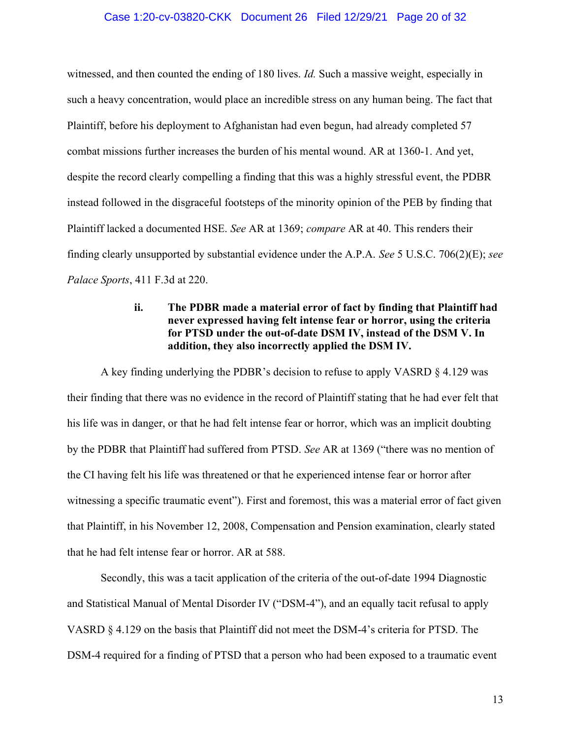witnessed, and then counted the ending of 180 lives. *Id.* Such a massive weight, especially in such a heavy concentration, would place an incredible stress on any human being. The fact that Plaintiff, before his deployment to Afghanistan had even begun, had already completed 57 combat missions further increases the burden of his mental wound. AR at 1360-1. And yet, despite the record clearly compelling a finding that this was a highly stressful event, the PDBR instead followed in the disgraceful footsteps of the minority opinion of the PEB by finding that Plaintiff lacked a documented HSE. *See* AR at 1369; *compare* AR at 40. This renders their finding clearly unsupported by substantial evidence under the A.P.A. *See* 5 U.S.C. 706(2)(E); *see Palace Sports*, 411 F.3d at 220.

**ii. The PDBR made a material error of fact by finding that Plaintiff had never expressed having felt intense fear or horror, using the criteria for PTSD under the out-of-date DSM IV, instead of the DSM V. In addition, they also incorrectly applied the DSM IV.**

A key finding underlying the PDBR's decision to refuse to apply VASRD § 4.129 was their finding that there was no evidence in the record of Plaintiff stating that he had ever felt that his life was in danger, or that he had felt intense fear or horror, which was an implicit doubting by the PDBR that Plaintiff had suffered from PTSD. *See* AR at 1369 ("there was no mention of the CI having felt his life was threatened or that he experienced intense fear or horror after witnessing a specific traumatic event"). First and foremost, this was a material error of fact given that Plaintiff, in his November 12, 2008, Compensation and Pension examination, clearly stated that he had felt intense fear or horror. AR at 588.

Secondly, this was a tacit application of the criteria of the out-of-date 1994 Diagnostic and Statistical Manual of Mental Disorder IV ("DSM-4"), and an equally tacit refusal to apply VASRD § 4.129 on the basis that Plaintiff did not meet the DSM-4's criteria for PTSD. The DSM-4 required for a finding of PTSD that a person who had been exposed to a traumatic event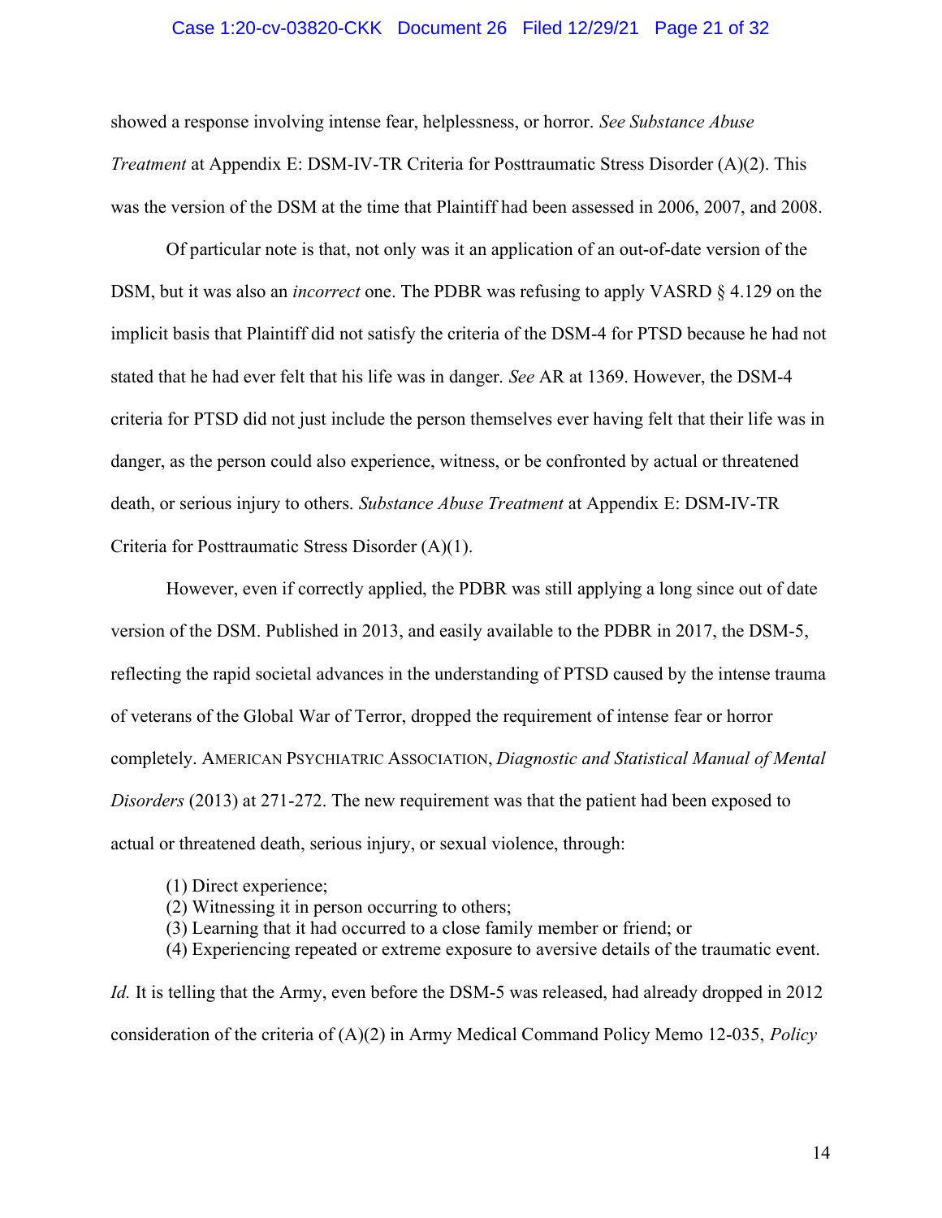showed a response involving intense fear, helplessness, or horror. *See Substance Abuse Treatment* at Appendix E: DSM-IV-TR Criteria for Posttraumatic Stress Disorder (A)(2). This was the version of the DSM at the time that Plaintiff had been assessed in 2006, 2007, and 2008.

Of particular note is that, not only was it an application of an out-of-date version of the DSM, but it was also an *incorrect* one. The PDBR was refusing to apply VASRD § 4.129 on the implicit basis that Plaintiff did not satisfy the criteria of the DSM-4 for PTSD because he had not stated that he had ever felt that his life was in danger. *See* AR at 1369. However, the DSM-4 criteria for PTSD did not just include the person themselves ever having felt that their life was in danger, as the person could also experience, witness, or be confronted by actual or threatened death, or serious injury to others. *Substance Abuse Treatment* at Appendix E: DSM-IV-TR Criteria for Posttraumatic Stress Disorder (A)(1).

However, even if correctly applied, the PDBR was still applying a long since out of date version of the DSM. Published in 2013, and easily available to the PDBR in 2017, the DSM-5, reflecting the rapid societal advances in the understanding of PTSD caused by the intense trauma of veterans of the Global War of Terror, dropped the requirement of intense fear or horror completely. AMERICAN PSYCHIATRIC ASSOCIATION, *Diagnostic and Statistical Manual of Mental Disorders* (2013) at 271-272. The new requirement was that the patient had been exposed to actual or threatened death, serious injury, or sexual violence, through:

(1) Direct experience;
(2) Witnessing it in person occurring to others;
(3) Learning that it had occurred to a close family member or friend; or
(4) Experiencing repeated or extreme exposure to aversive details of the traumatic event.

*Id.* It is telling that the Army, even before the DSM-5 was released, had already dropped in 2012 consideration of the criteria of (A)(2) in Army Medical Command Policy Memo 12-035, *Policy*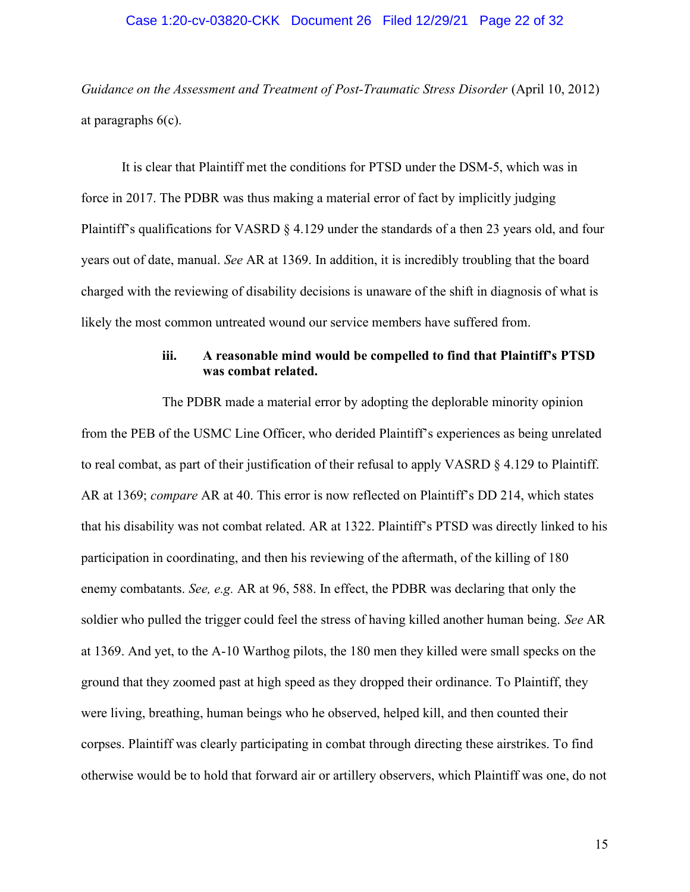*Guidance on the Assessment and Treatment of Post-Traumatic Stress Disorder* (April 10, 2012) at paragraphs 6(c).

It is clear that Plaintiff met the conditions for PTSD under the DSM-5, which was in force in 2017. The PDBR was thus making a material error of fact by implicitly judging Plaintiff's qualifications for VASRD § 4.129 under the standards of a then 23 years old, and four years out of date, manual. *See* AR at 1369. In addition, it is incredibly troubling that the board charged with the reviewing of disability decisions is unaware of the shift in diagnosis of what is likely the most common untreated wound our service members have suffered from.

**iii. A reasonable mind would be compelled to find that Plaintiff's PTSD was combat related.**

The PDBR made a material error by adopting the deplorable minority opinion from the PEB of the USMC Line Officer, who derided Plaintiff's experiences as being unrelated to real combat, as part of their justification of their refusal to apply VASRD § 4.129 to Plaintiff. AR at 1369; *compare* AR at 40. This error is now reflected on Plaintiff's DD 214, which states that his disability was not combat related. AR at 1322. Plaintiff's PTSD was directly linked to his participation in coordinating, and then his reviewing of the aftermath, of the killing of 180 enemy combatants. *See, e.g.* AR at 96, 588. In effect, the PDBR was declaring that only the soldier who pulled the trigger could feel the stress of having killed another human being. *See* AR at 1369. And yet, to the A-10 Warthog pilots, the 180 men they killed were small specks on the ground that they zoomed past at high speed as they dropped their ordinance. To Plaintiff, they were living, breathing, human beings who he observed, helped kill, and then counted their corpses. Plaintiff was clearly participating in combat through directing these airstrikes. To find otherwise would be to hold that forward air or artillery observers, which Plaintiff was one, do not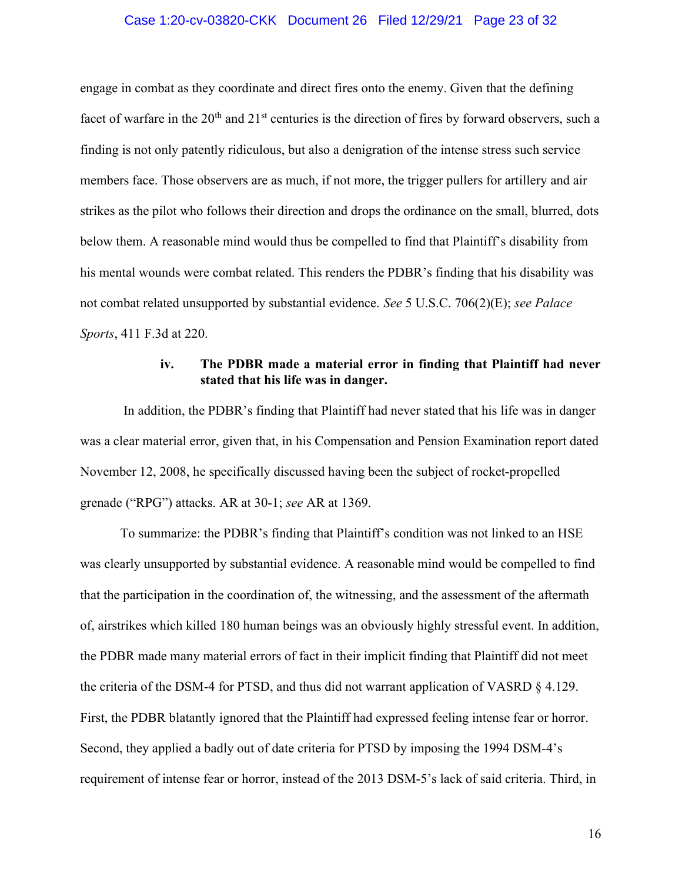engage in combat as they coordinate and direct fires onto the enemy. Given that the defining facet of warfare in the 20th and 21st centuries is the direction of fires by forward observers, such a finding is not only patently ridiculous, but also a denigration of the intense stress such service members face. Those observers are as much, if not more, the trigger pullers for artillery and air strikes as the pilot who follows their direction and drops the ordinance on the small, blurred, dots below them. A reasonable mind would thus be compelled to find that Plaintiff's disability from his mental wounds were combat related. This renders the PDBR's finding that his disability was not combat related unsupported by substantial evidence. *See* 5 U.S.C. 706(2)(E); *see Palace Sports*, 411 F.3d at 220.

#### iv. The PDBR made a material error in finding that Plaintiff had never stated that his life was in danger.

In addition, the PDBR's finding that Plaintiff had never stated that his life was in danger was a clear material error, given that, in his Compensation and Pension Examination report dated November 12, 2008, he specifically discussed having been the subject of rocket-propelled grenade ("RPG") attacks. AR at 30-1; *see* AR at 1369.

To summarize: the PDBR's finding that Plaintiff's condition was not linked to an HSE was clearly unsupported by substantial evidence. A reasonable mind would be compelled to find that the participation in the coordination of, the witnessing, and the assessment of the aftermath of, airstrikes which killed 180 human beings was an obviously highly stressful event. In addition, the PDBR made many material errors of fact in their implicit finding that Plaintiff did not meet the criteria of the DSM-4 for PTSD, and thus did not warrant application of VASRD § 4.129. First, the PDBR blatantly ignored that the Plaintiff had expressed feeling intense fear or horror. Second, they applied a badly out of date criteria for PTSD by imposing the 1994 DSM-4's requirement of intense fear or horror, instead of the 2013 DSM-5's lack of said criteria. Third, in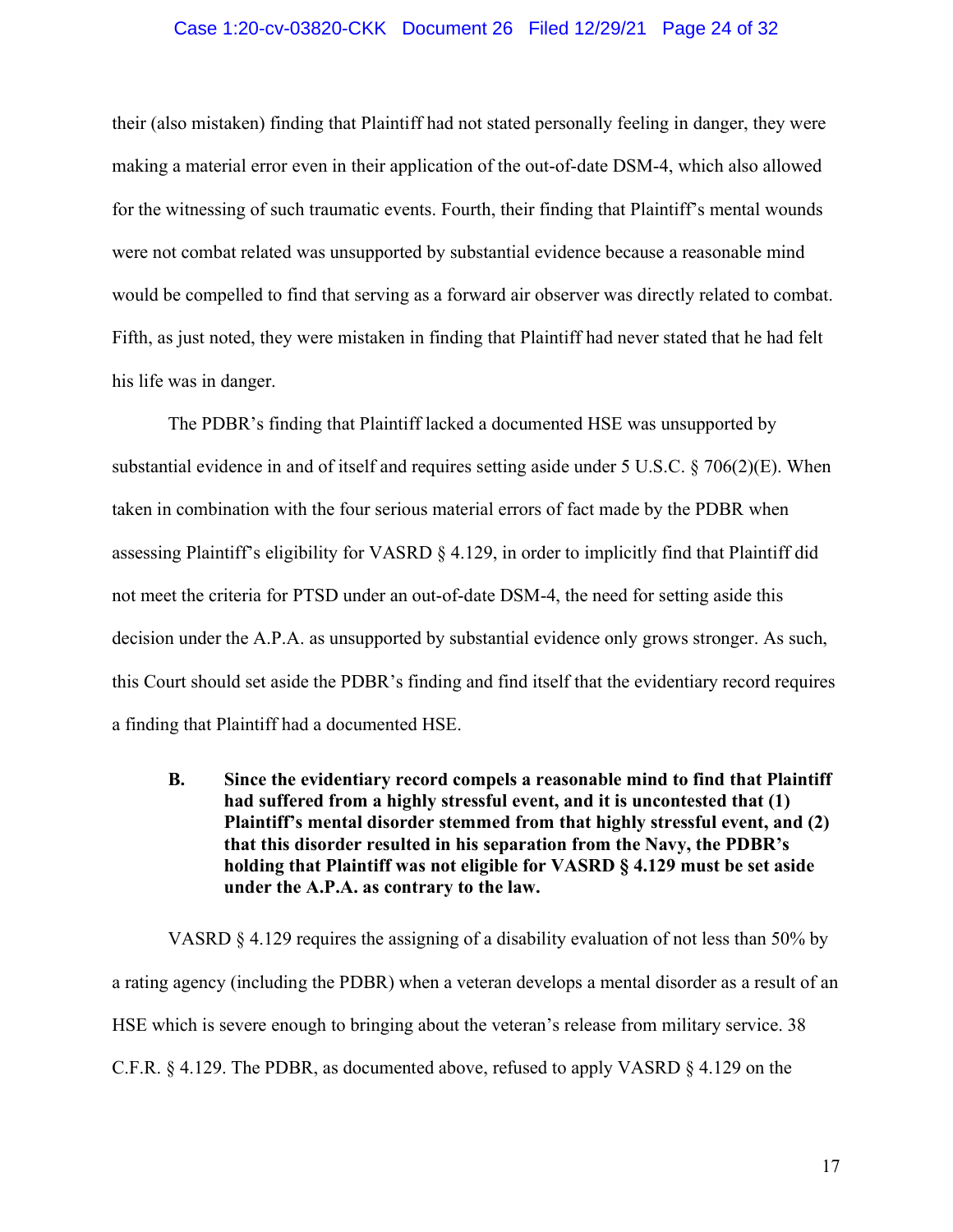their (also mistaken) finding that Plaintiff had not stated personally feeling in danger, they were making a material error even in their application of the out-of-date DSM-4, which also allowed for the witnessing of such traumatic events. Fourth, their finding that Plaintiff's mental wounds were not combat related was unsupported by substantial evidence because a reasonable mind would be compelled to find that serving as a forward air observer was directly related to combat. Fifth, as just noted, they were mistaken in finding that Plaintiff had never stated that he had felt his life was in danger.

The PDBR's finding that Plaintiff lacked a documented HSE was unsupported by substantial evidence in and of itself and requires setting aside under 5 U.S.C. § 706(2)(E). When taken in combination with the four serious material errors of fact made by the PDBR when assessing Plaintiff's eligibility for VASRD § 4.129, in order to implicitly find that Plaintiff did not meet the criteria for PTSD under an out-of-date DSM-4, the need for setting aside this decision under the A.P.A. as unsupported by substantial evidence only grows stronger. As such, this Court should set aside the PDBR's finding and find itself that the evidentiary record requires a finding that Plaintiff had a documented HSE.

**B. Since the evidentiary record compels a reasonable mind to find that Plaintiff had suffered from a highly stressful event, and it is uncontested that (1) Plaintiff's mental disorder stemmed from that highly stressful event, and (2) that this disorder resulted in his separation from the Navy, the PDBR's holding that Plaintiff was not eligible for VASRD § 4.129 must be set aside under the A.P.A. as contrary to the law.**

VASRD § 4.129 requires the assigning of a disability evaluation of not less than 50% by a rating agency (including the PDBR) when a veteran develops a mental disorder as a result of an HSE which is severe enough to bringing about the veteran's release from military service. 38 C.F.R. § 4.129. The PDBR, as documented above, refused to apply VASRD § 4.129 on the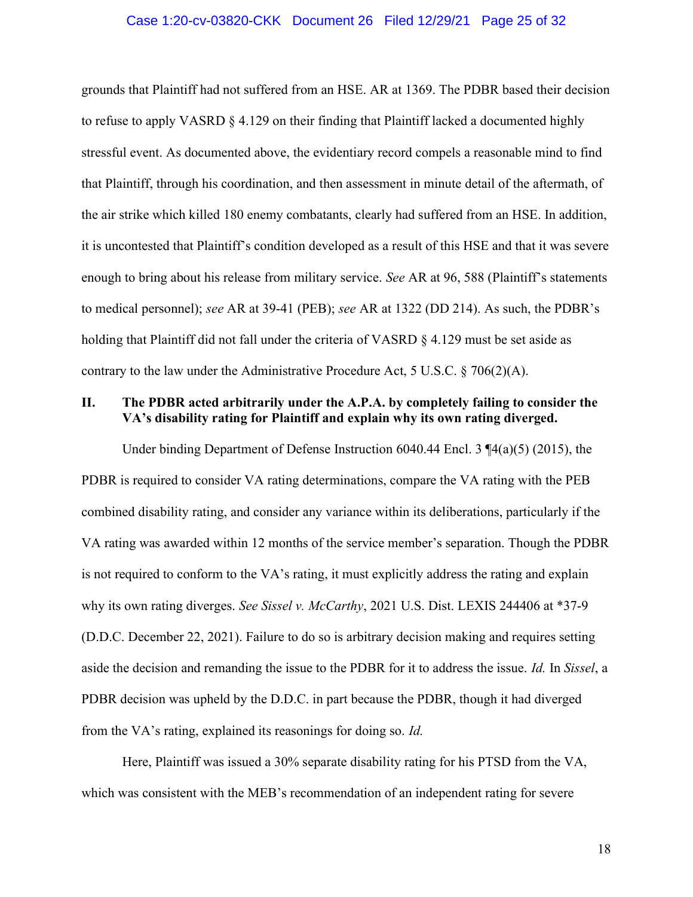grounds that Plaintiff had not suffered from an HSE. AR at 1369. The PDBR based their decision to refuse to apply VASRD § 4.129 on their finding that Plaintiff lacked a documented highly stressful event. As documented above, the evidentiary record compels a reasonable mind to find that Plaintiff, through his coordination, and then assessment in minute detail of the aftermath, of the air strike which killed 180 enemy combatants, clearly had suffered from an HSE. In addition, it is uncontested that Plaintiff's condition developed as a result of this HSE and that it was severe enough to bring about his release from military service. *See* AR at 96, 588 (Plaintiff's statements to medical personnel); *see* AR at 39-41 (PEB); *see* AR at 1322 (DD 214). As such, the PDBR's holding that Plaintiff did not fall under the criteria of VASRD § 4.129 must be set aside as contrary to the law under the Administrative Procedure Act, 5 U.S.C. § 706(2)(A).

## II. The PDBR acted arbitrarily under the A.P.A. by completely failing to consider the VA's disability rating for Plaintiff and explain why its own rating diverged.

Under binding Department of Defense Instruction 6040.44 Encl. 3 ¶4(a)(5) (2015), the PDBR is required to consider VA rating determinations, compare the VA rating with the PEB combined disability rating, and consider any variance within its deliberations, particularly if the VA rating was awarded within 12 months of the service member's separation. Though the PDBR is not required to conform to the VA's rating, it must explicitly address the rating and explain why its own rating diverges. *See Sissel v. McCarthy*, 2021 U.S. Dist. LEXIS 244406 at *37-9 (D.D.C. December 22, 2021). Failure to do so is arbitrary decision making and requires setting aside the decision and remanding the issue to the PDBR for it to address the issue. *Id.* In *Sissel*, a PDBR decision was upheld by the D.D.C. in part because the PDBR, though it had diverged from the VA's rating, explained its reasonings for doing so. *Id.*

Here, Plaintiff was issued a 30% separate disability rating for his PTSD from the VA, which was consistent with the MEB's recommendation of an independent rating for severe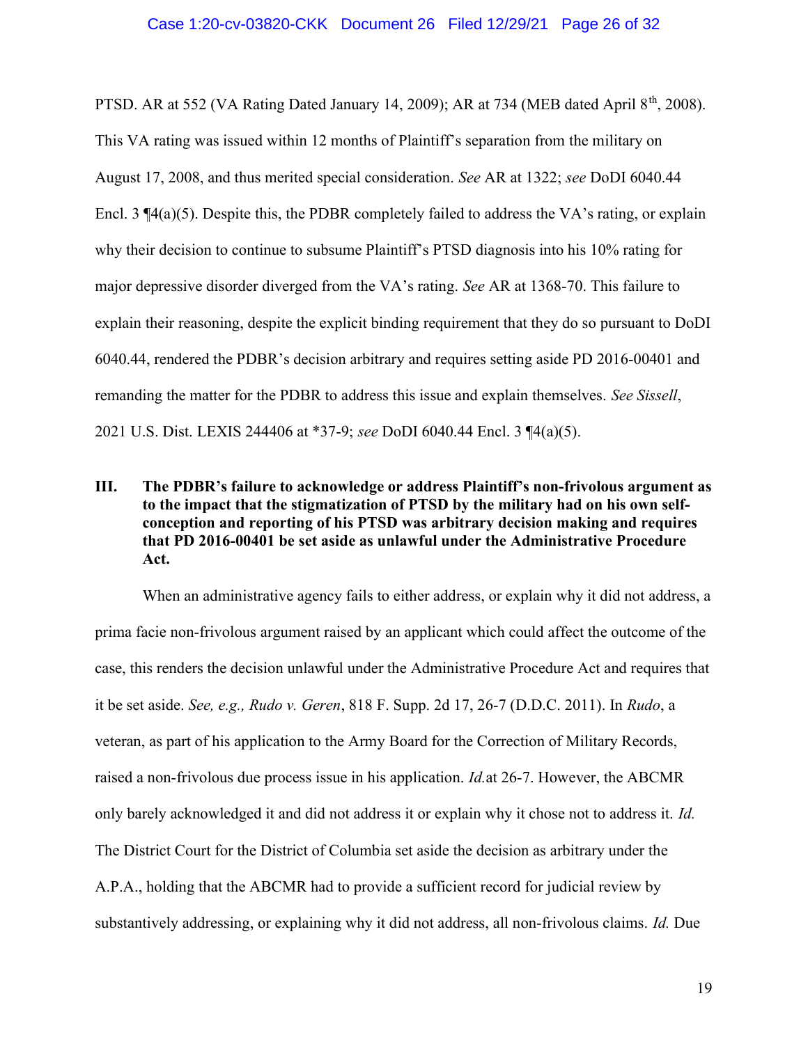PTSD. AR at 552 (VA Rating Dated January 14, 2009); AR at 734 (MEB dated April 8th, 2008). This VA rating was issued within 12 months of Plaintiff's separation from the military on August 17, 2008, and thus merited special consideration. *See* AR at 1322; *see* DoDI 6040.44 Encl. 3 ¶4(a)(5). Despite this, the PDBR completely failed to address the VA's rating, or explain why their decision to continue to subsume Plaintiff's PTSD diagnosis into his 10% rating for major depressive disorder diverged from the VA's rating. *See* AR at 1368-70. This failure to explain their reasoning, despite the explicit binding requirement that they do so pursuant to DoDI 6040.44, rendered the PDBR's decision arbitrary and requires setting aside PD 2016-00401 and remanding the matter for the PDBR to address this issue and explain themselves. *See Sissell*, 2021 U.S. Dist. LEXIS 244406 at *37-9; *see* DoDI 6040.44 Encl. 3 ¶4(a)(5).

## III. The PDBR's failure to acknowledge or address Plaintiff's non-frivolous argument as to the impact that the stigmatization of PTSD by the military had on his own self-conception and reporting of his PTSD was arbitrary decision making and requires that PD 2016-00401 be set aside as unlawful under the Administrative Procedure Act.

When an administrative agency fails to either address, or explain why it did not address, a prima facie non-frivolous argument raised by an applicant which could affect the outcome of the case, this renders the decision unlawful under the Administrative Procedure Act and requires that it be set aside. *See, e.g., Rudo v. Geren*, 818 F. Supp. 2d 17, 26-7 (D.D.C. 2011). In *Rudo*, a veteran, as part of his application to the Army Board for the Correction of Military Records, raised a non-frivolous due process issue in his application. *Id.*at 26-7. However, the ABCMR only barely acknowledged it and did not address it or explain why it chose not to address it. *Id.* The District Court for the District of Columbia set aside the decision as arbitrary under the A.P.A., holding that the ABCMR had to provide a sufficient record for judicial review by substantively addressing, or explaining why it did not address, all non-frivolous claims. *Id.* Due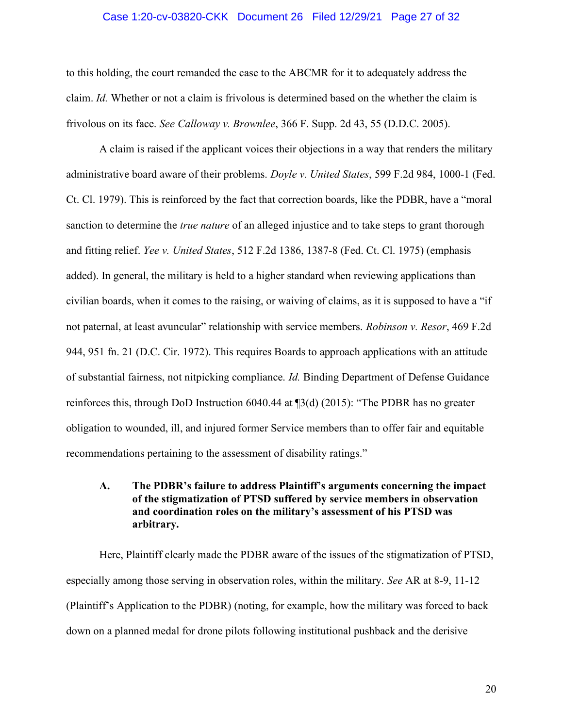to this holding, the court remanded the case to the ABCMR for it to adequately address the claim. *Id.* Whether or not a claim is frivolous is determined based on the whether the claim is frivolous on its face. *See Calloway v. Brownlee*, 366 F. Supp. 2d 43, 55 (D.D.C. 2005).

A claim is raised if the applicant voices their objections in a way that renders the military administrative board aware of their problems. *Doyle v. United States*, 599 F.2d 984, 1000-1 (Fed. Ct. Cl. 1979). This is reinforced by the fact that correction boards, like the PDBR, have a "moral sanction to determine the *true nature* of an alleged injustice and to take steps to grant thorough and fitting relief. *Yee v. United States*, 512 F.2d 1386, 1387-8 (Fed. Ct. Cl. 1975) (emphasis added). In general, the military is held to a higher standard when reviewing applications than civilian boards, when it comes to the raising, or waiving of claims, as it is supposed to have a "if not paternal, at least avuncular" relationship with service members. *Robinson v. Resor*, 469 F.2d 944, 951 fn. 21 (D.C. Cir. 1972). This requires Boards to approach applications with an attitude of substantial fairness, not nitpicking compliance. *Id.* Binding Department of Defense Guidance reinforces this, through DoD Instruction 6040.44 at ¶3(d) (2015): "The PDBR has no greater obligation to wounded, ill, and injured former Service members than to offer fair and equitable recommendations pertaining to the assessment of disability ratings."

### A. The PDBR's failure to address Plaintiff's arguments concerning the impact of the stigmatization of PTSD suffered by service members in observation and coordination roles on the military's assessment of his PTSD was arbitrary.

Here, Plaintiff clearly made the PDBR aware of the issues of the stigmatization of PTSD, especially among those serving in observation roles, within the military. *See* AR at 8-9, 11-12 (Plaintiff's Application to the PDBR) (noting, for example, how the military was forced to back down on a planned medal for drone pilots following institutional pushback and the derisive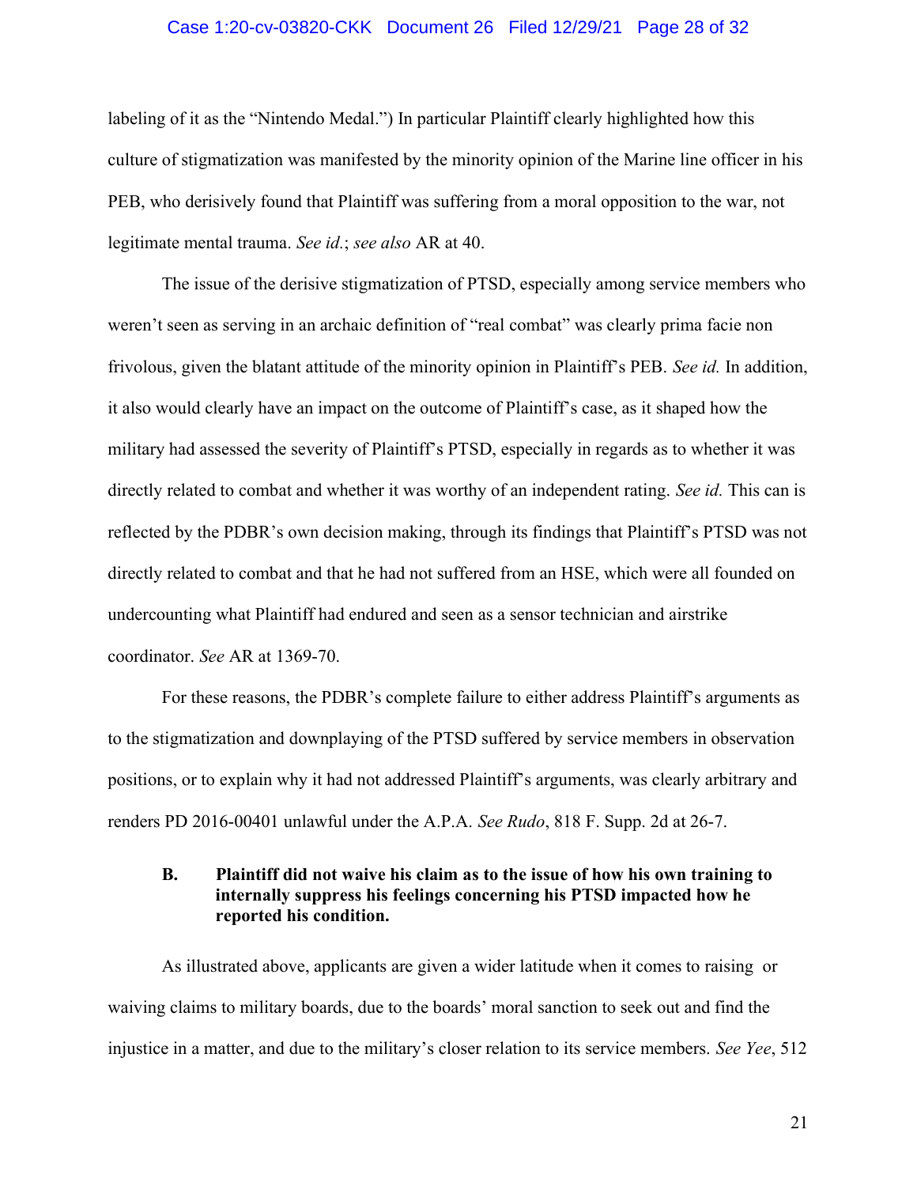labeling of it as the "Nintendo Medal.") In particular Plaintiff clearly highlighted how this culture of stigmatization was manifested by the minority opinion of the Marine line officer in his PEB, who derisively found that Plaintiff was suffering from a moral opposition to the war, not legitimate mental trauma. *See id.*; *see also* AR at 40.

The issue of the derisive stigmatization of PTSD, especially among service members who weren't seen as serving in an archaic definition of "real combat" was clearly prima facie non frivolous, given the blatant attitude of the minority opinion in Plaintiff's PEB. *See id.* In addition, it also would clearly have an impact on the outcome of Plaintiff's case, as it shaped how the military had assessed the severity of Plaintiff's PTSD, especially in regards as to whether it was directly related to combat and whether it was worthy of an independent rating. *See id.* This can is reflected by the PDBR's own decision making, through its findings that Plaintiff's PTSD was not directly related to combat and that he had not suffered from an HSE, which were all founded on undercounting what Plaintiff had endured and seen as a sensor technician and airstrike coordinator. *See* AR at 1369-70.

For these reasons, the PDBR's complete failure to either address Plaintiff's arguments as to the stigmatization and downplaying of the PTSD suffered by service members in observation positions, or to explain why it had not addressed Plaintiff's arguments, was clearly arbitrary and renders PD 2016-00401 unlawful under the A.P.A. *See Rudo*, 818 F. Supp. 2d at 26-7.

### B. Plaintiff did not waive his claim as to the issue of how his own training to internally suppress his feelings concerning his PTSD impacted how he reported his condition.

As illustrated above, applicants are given a wider latitude when it comes to raising or waiving claims to military boards, due to the boards' moral sanction to seek out and find the injustice in a matter, and due to the military's closer relation to its service members. *See Yee*, 512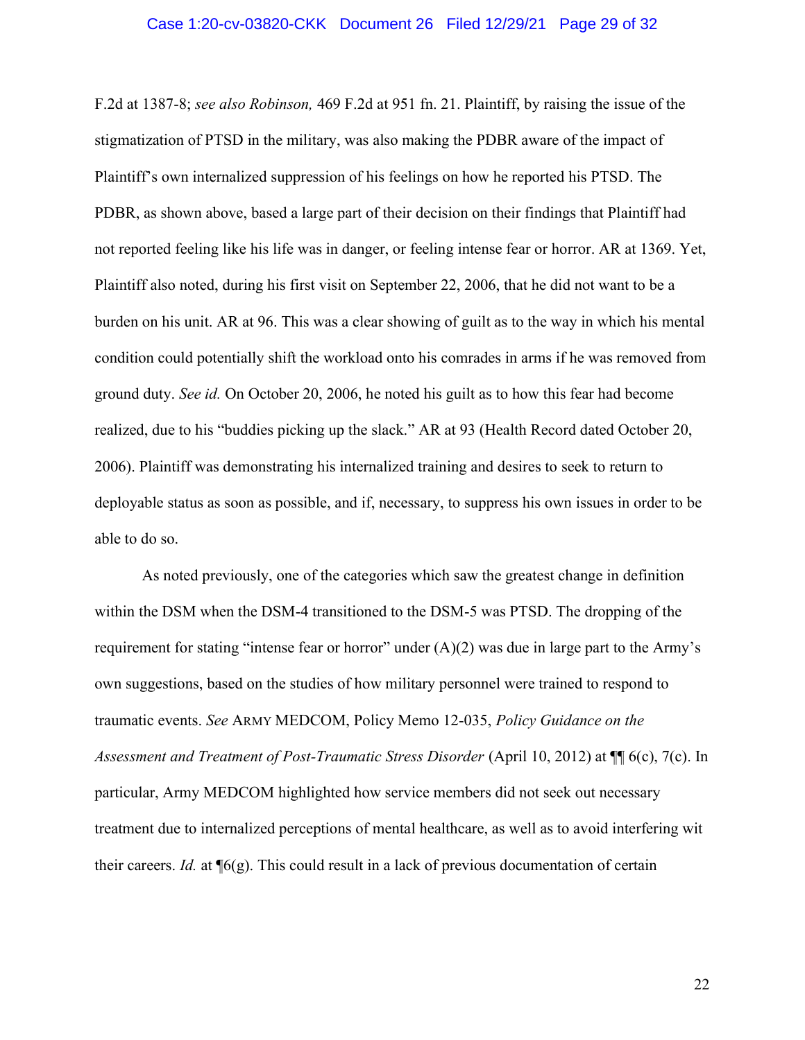F.2d at 1387-8; *see also Robinson,* 469 F.2d at 951 fn. 21. Plaintiff, by raising the issue of the stigmatization of PTSD in the military, was also making the PDBR aware of the impact of Plaintiff's own internalized suppression of his feelings on how he reported his PTSD. The PDBR, as shown above, based a large part of their decision on their findings that Plaintiff had not reported feeling like his life was in danger, or feeling intense fear or horror. AR at 1369. Yet, Plaintiff also noted, during his first visit on September 22, 2006, that he did not want to be a burden on his unit. AR at 96. This was a clear showing of guilt as to the way in which his mental condition could potentially shift the workload onto his comrades in arms if he was removed from ground duty. *See id.* On October 20, 2006, he noted his guilt as to how this fear had become realized, due to his "buddies picking up the slack." AR at 93 (Health Record dated October 20, 2006). Plaintiff was demonstrating his internalized training and desires to seek to return to deployable status as soon as possible, and if, necessary, to suppress his own issues in order to be able to do so.

As noted previously, one of the categories which saw the greatest change in definition within the DSM when the DSM-4 transitioned to the DSM-5 was PTSD. The dropping of the requirement for stating "intense fear or horror" under (A)(2) was due in large part to the Army's own suggestions, based on the studies of how military personnel were trained to respond to traumatic events. *See* ARMY MEDCOM, Policy Memo 12-035, *Policy Guidance on the Assessment and Treatment of Post-Traumatic Stress Disorder* (April 10, 2012) at ¶¶ 6(c), 7(c). In particular, Army MEDCOM highlighted how service members did not seek out necessary treatment due to internalized perceptions of mental healthcare, as well as to avoid interfering wit their careers. *Id.* at ¶6(g). This could result in a lack of previous documentation of certain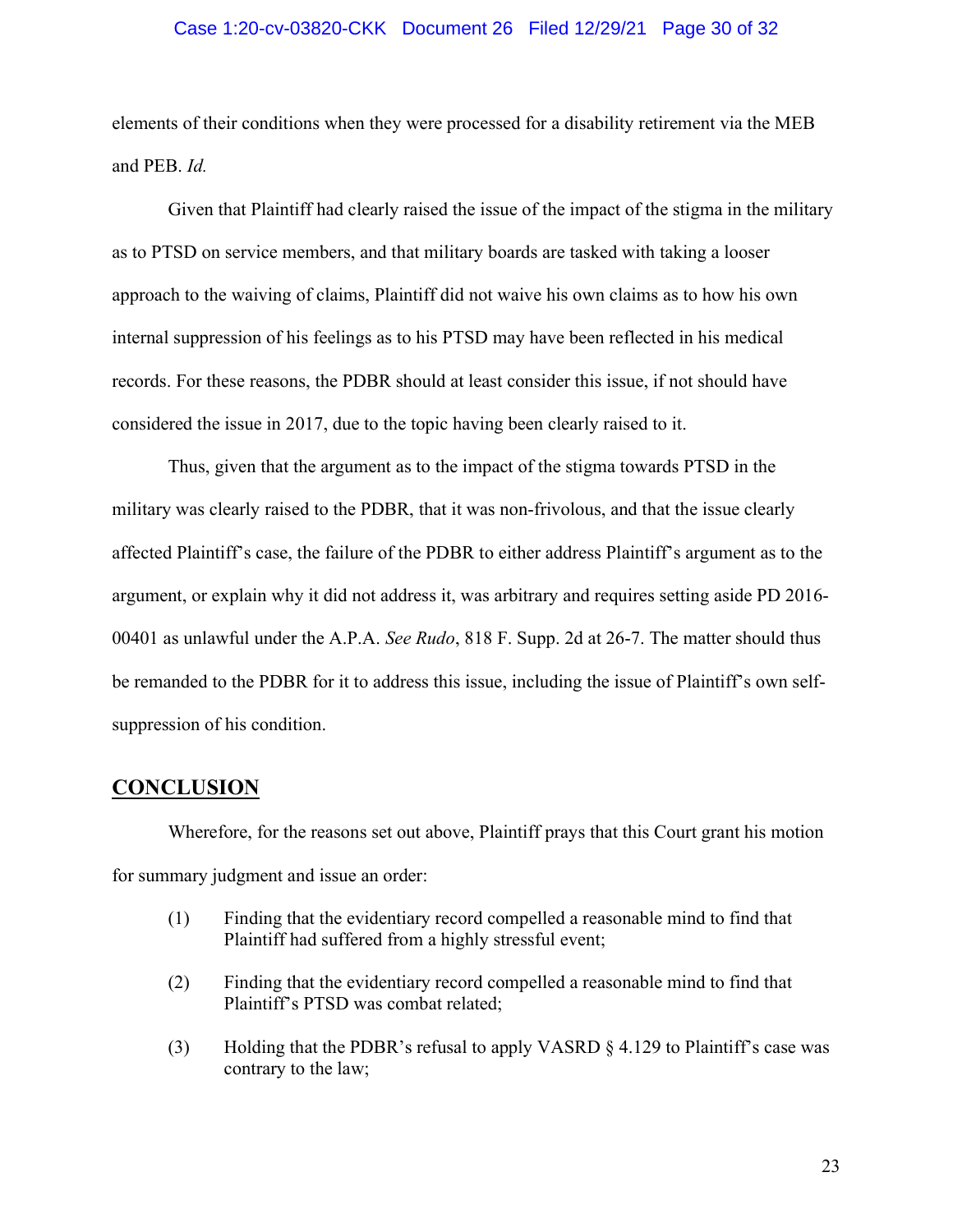elements of their conditions when they were processed for a disability retirement via the MEB and PEB. *Id.*

Given that Plaintiff had clearly raised the issue of the impact of the stigma in the military as to PTSD on service members, and that military boards are tasked with taking a looser approach to the waiving of claims, Plaintiff did not waive his own claims as to how his own internal suppression of his feelings as to his PTSD may have been reflected in his medical records. For these reasons, the PDBR should at least consider this issue, if not should have considered the issue in 2017, due to the topic having been clearly raised to it.

Thus, given that the argument as to the impact of the stigma towards PTSD in the military was clearly raised to the PDBR, that it was non-frivolous, and that the issue clearly affected Plaintiff's case, the failure of the PDBR to either address Plaintiff's argument as to the argument, or explain why it did not address it, was arbitrary and requires setting aside PD 2016-00401 as unlawful under the A.P.A. *See Rudo*, 818 F. Supp. 2d at 26-7. The matter should thus be remanded to the PDBR for it to address this issue, including the issue of Plaintiff's own self-suppression of his condition.

## CONCLUSION

Wherefore, for the reasons set out above, Plaintiff prays that this Court grant his motion for summary judgment and issue an order:

(1) Finding that the evidentiary record compelled a reasonable mind to find that Plaintiff had suffered from a highly stressful event;

(2) Finding that the evidentiary record compelled a reasonable mind to find that Plaintiff's PTSD was combat related;

(3) Holding that the PDBR's refusal to apply VASRD § 4.129 to Plaintiff's case was contrary to the law;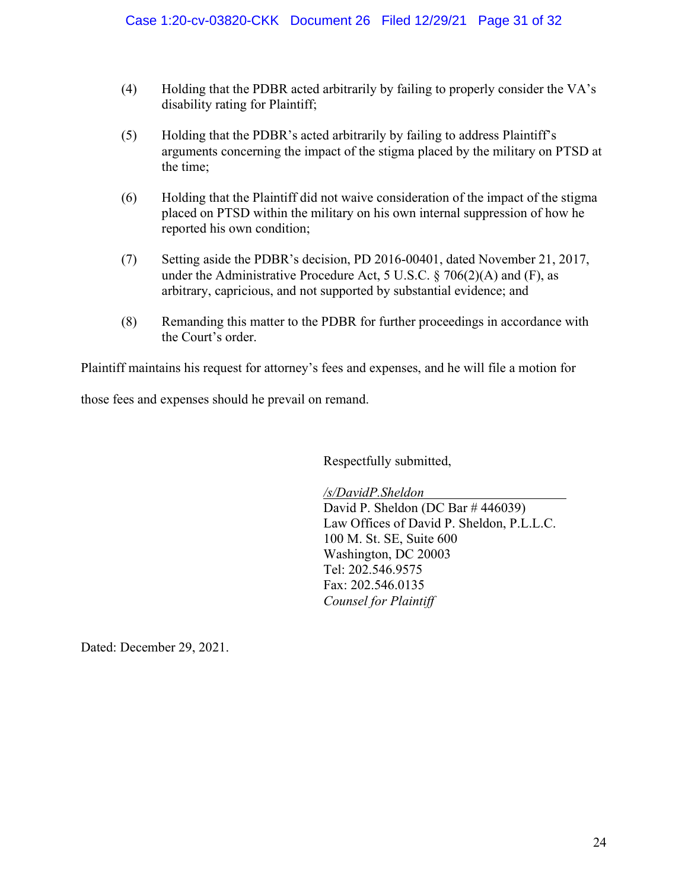(4) Holding that the PDBR acted arbitrarily by failing to properly consider the VA's disability rating for Plaintiff;

(5) Holding that the PDBR's acted arbitrarily by failing to address Plaintiff's arguments concerning the impact of the stigma placed by the military on PTSD at the time;

(6) Holding that the Plaintiff did not waive consideration of the impact of the stigma placed on PTSD within the military on his own internal suppression of how he reported his own condition;

(7) Setting aside the PDBR's decision, PD 2016-00401, dated November 21, 2017, under the Administrative Procedure Act, 5 U.S.C. § 706(2)(A) and (F), as arbitrary, capricious, and not supported by substantial evidence; and

(8) Remanding this matter to the PDBR for further proceedings in accordance with the Court's order.

Plaintiff maintains his request for attorney's fees and expenses, and he will file a motion for those fees and expenses should he prevail on remand.

Respectfully submitted,

*/s/DavidP.Sheldon*
David P. Sheldon (DC Bar # 446039)
Law Offices of David P. Sheldon, P.L.L.C.
100 M. St. SE, Suite 600
Washington, DC 20003
Tel: 202.546.9575
Fax: 202.546.0135
*Counsel for Plaintiff*

Dated: December 29, 2021.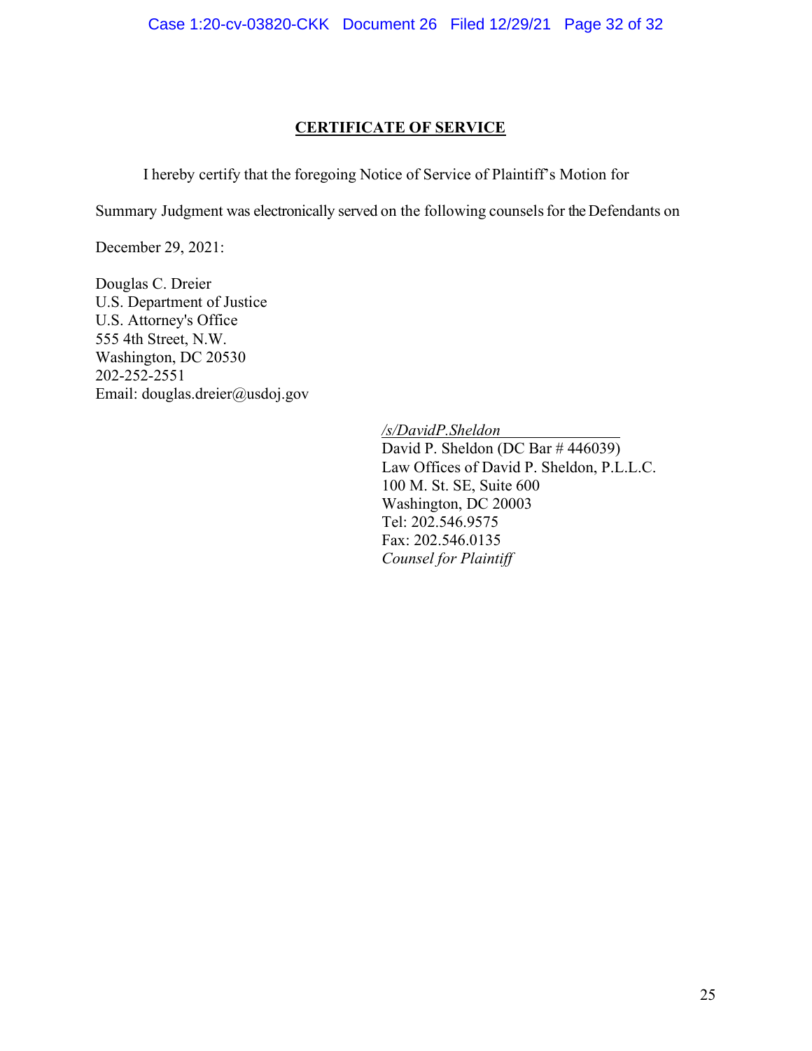## CERTIFICATE OF SERVICE

I hereby certify that the foregoing Notice of Service of Plaintiff's Motion for Summary Judgment was electronically served on the following counsels for the Defendants on December 29, 2021:

Douglas C. Dreier  
U.S. Department of Justice  
U.S. Attorney's Office  
555 4th Street, N.W.  
Washington, DC 20530  
202-252-2551  
Email: douglas.dreier@usdoj.gov

*/s/DavidP.Sheldon*  
David P. Sheldon (DC Bar # 446039)  
Law Offices of David P. Sheldon, P.L.L.C.  
100 M. St. SE, Suite 600  
Washington, DC 20003  
Tel: 202.546.9575  
Fax: 202.546.0135  
*Counsel for Plaintiff*